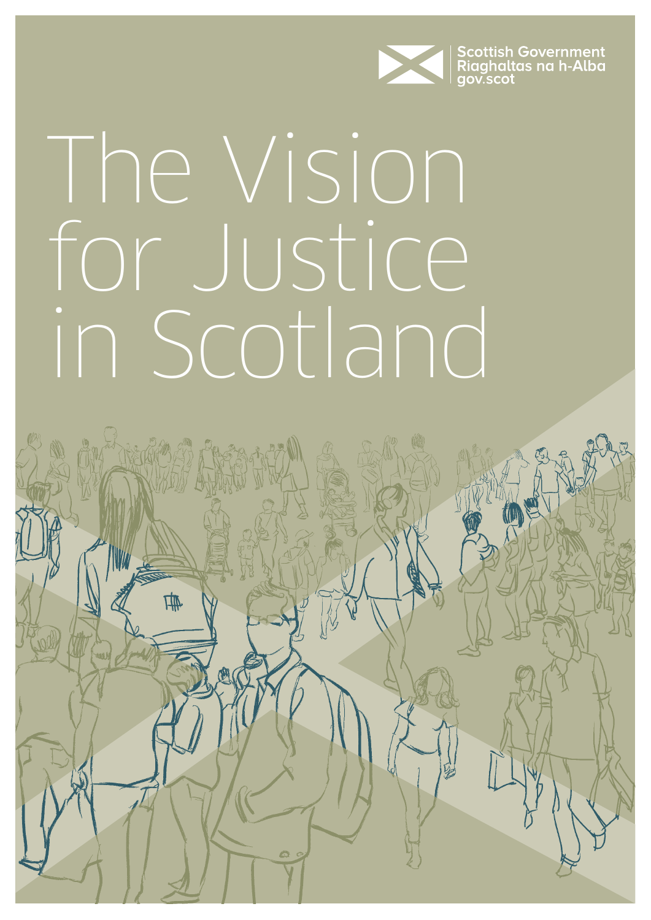Scottish Government
Riaghaltas na h-Alba
gov.scot

# The Vision for Justice in Scotland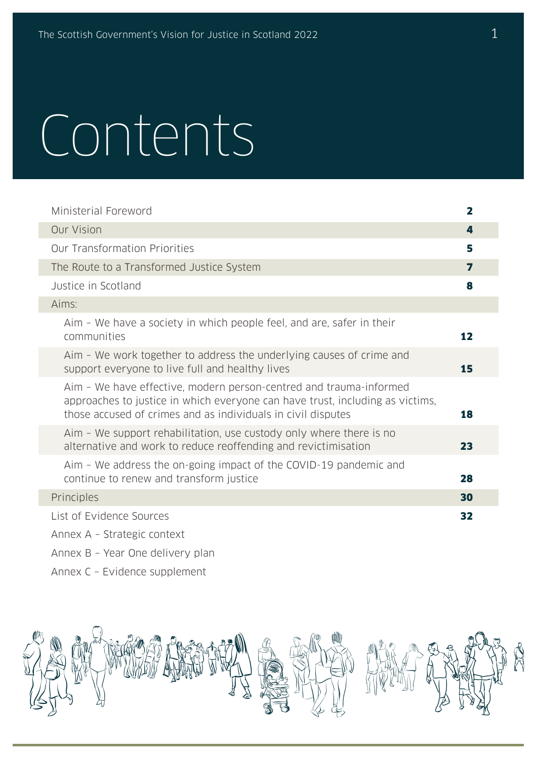# Contents

| | |
|---|---|
| Ministerial Foreword | **2** |
| Our Vision | **4** |
| Our Transformation Priorities | **5** |
| The Route to a Transformed Justice System | **7** |
| Justice in Scotland | **8** |
| Aims: | |
| Aim – We have a society in which people feel, and are, safer in their communities | **12** |
| Aim – We work together to address the underlying causes of crime and support everyone to live full and healthy lives | **15** |
| Aim – We have effective, modern person-centred and trauma-informed approaches to justice in which everyone can have trust, including as victims, those accused of crimes and as individuals in civil disputes | **18** |
| Aim – We support rehabilitation, use custody only where there is no alternative and work to reduce reoffending and revictimisation | **23** |
| Aim – We address the on-going impact of the COVID-19 pandemic and continue to renew and transform justice | **28** |
| Principles | **30** |
| List of Evidence Sources | **32** |
| Annex A – Strategic context | |
| Annex B – Year One delivery plan | |
| Annex C – Evidence supplement | |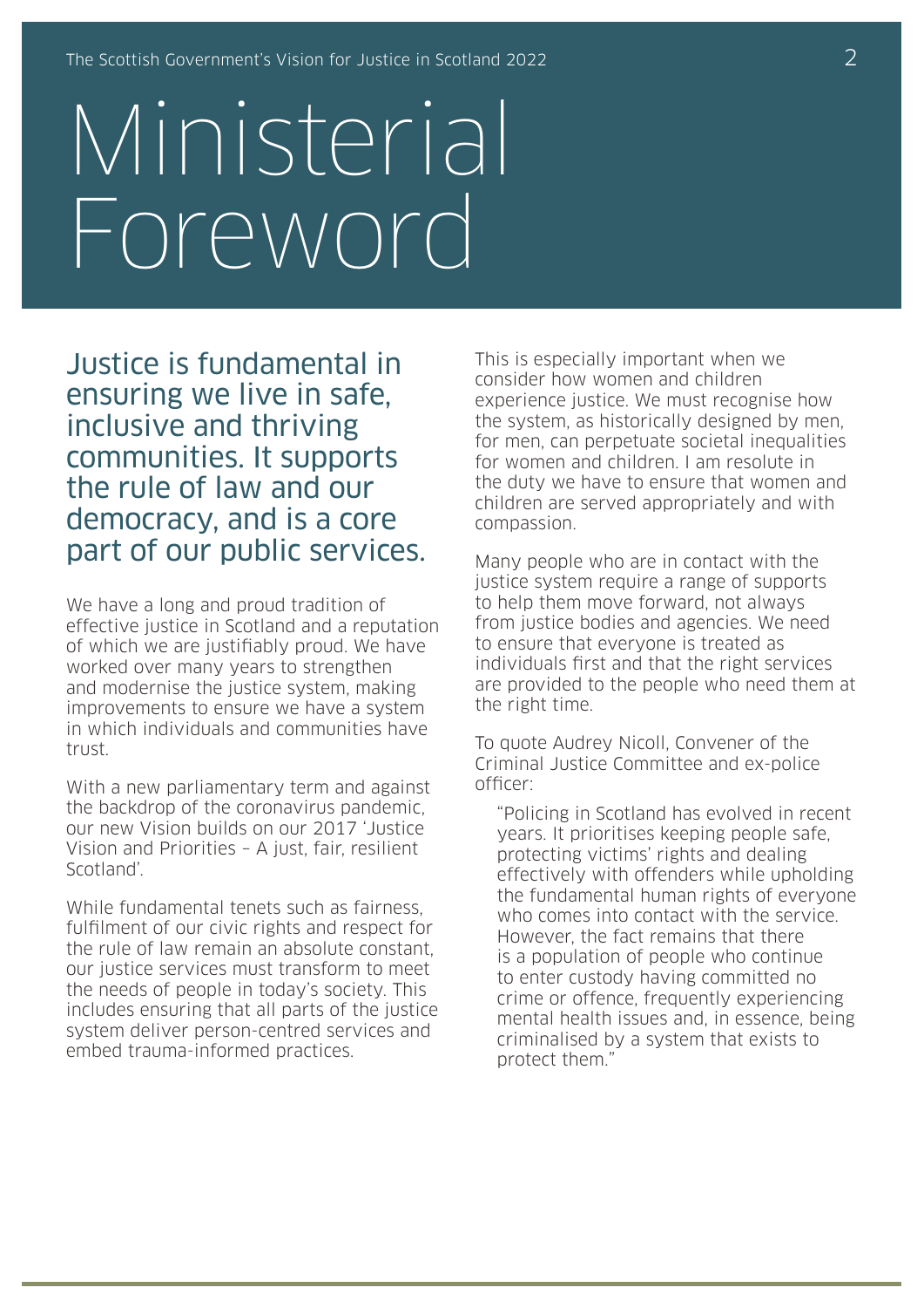# Ministerial Foreword

Justice is fundamental in ensuring we live in safe, inclusive and thriving communities. It supports the rule of law and our democracy, and is a core part of our public services.

We have a long and proud tradition of effective justice in Scotland and a reputation of which we are justifiably proud. We have worked over many years to strengthen and modernise the justice system, making improvements to ensure we have a system in which individuals and communities have trust.

With a new parliamentary term and against the backdrop of the coronavirus pandemic, our new Vision builds on our 2017 'Justice Vision and Priorities – A just, fair, resilient Scotland'.

While fundamental tenets such as fairness, fulfilment of our civic rights and respect for the rule of law remain an absolute constant, our justice services must transform to meet the needs of people in today's society. This includes ensuring that all parts of the justice system deliver person-centred services and embed trauma-informed practices.

This is especially important when we consider how women and children experience justice. We must recognise how the system, as historically designed by men, for men, can perpetuate societal inequalities for women and children. I am resolute in the duty we have to ensure that women and children are served appropriately and with compassion.

Many people who are in contact with the justice system require a range of supports to help them move forward, not always from justice bodies and agencies. We need to ensure that everyone is treated as individuals first and that the right services are provided to the people who need them at the right time.

To quote Audrey Nicoll, Convener of the Criminal Justice Committee and ex-police officer:

> "Policing in Scotland has evolved in recent years. It prioritises keeping people safe, protecting victims' rights and dealing effectively with offenders while upholding the fundamental human rights of everyone who comes into contact with the service. However, the fact remains that there is a population of people who continue to enter custody having committed no crime or offence, frequently experiencing mental health issues and, in essence, being criminalised by a system that exists to protect them."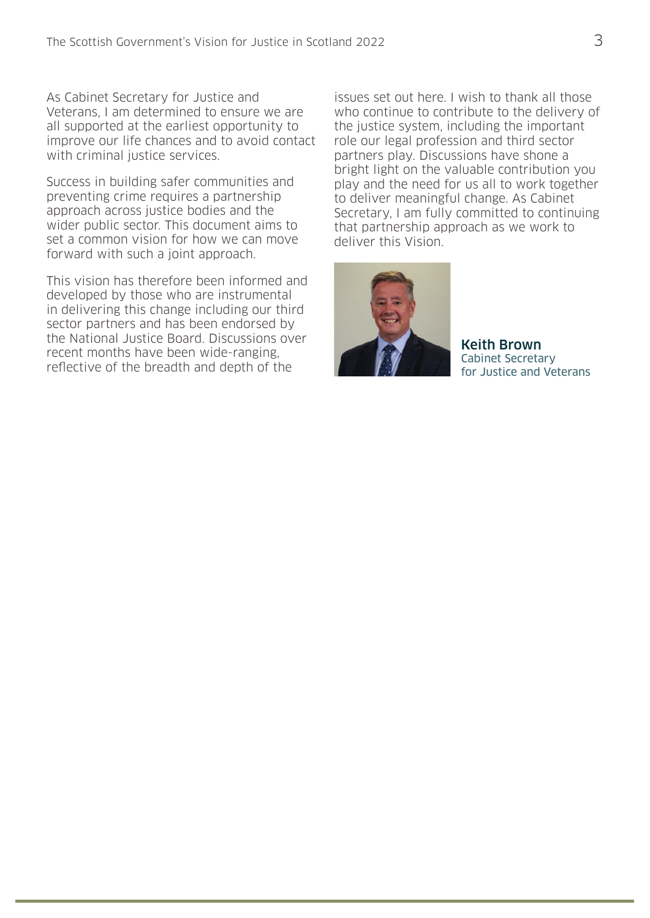As Cabinet Secretary for Justice and Veterans, I am determined to ensure we are all supported at the earliest opportunity to improve our life chances and to avoid contact with criminal justice services.

Success in building safer communities and preventing crime requires a partnership approach across justice bodies and the wider public sector. This document aims to set a common vision for how we can move forward with such a joint approach.

This vision has therefore been informed and developed by those who are instrumental in delivering this change including our third sector partners and has been endorsed by the National Justice Board. Discussions over recent months have been wide-ranging, reflective of the breadth and depth of the issues set out here. I wish to thank all those who continue to contribute to the delivery of the justice system, including the important role our legal profession and third sector partners play. Discussions have shone a bright light on the valuable contribution you play and the need for us all to work together to deliver meaningful change. As Cabinet Secretary, I am fully committed to continuing that partnership approach as we work to deliver this Vision.

**Keith Brown**
Cabinet Secretary
for Justice and Veterans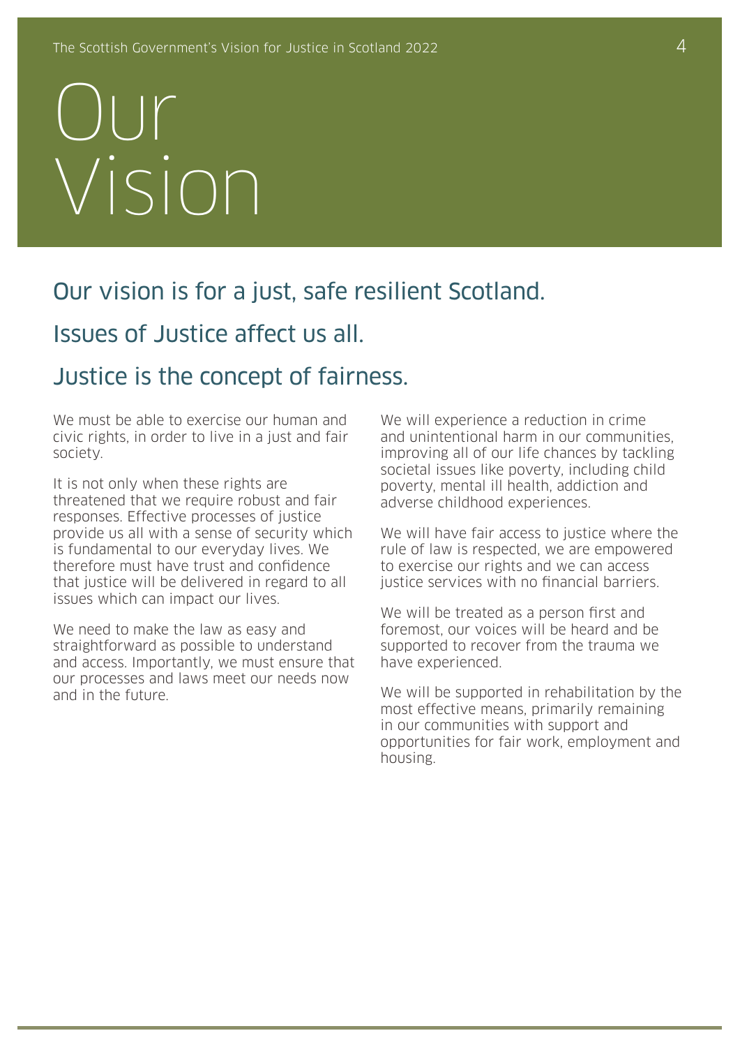# Our Vision

## Our vision is for a just, safe resilient Scotland.

## Issues of Justice affect us all.

## Justice is the concept of fairness.

We must be able to exercise our human and civic rights, in order to live in a just and fair society.

It is not only when these rights are threatened that we require robust and fair responses. Effective processes of justice provide us all with a sense of security which is fundamental to our everyday lives. We therefore must have trust and confidence that justice will be delivered in regard to all issues which can impact our lives.

We need to make the law as easy and straightforward as possible to understand and access. Importantly, we must ensure that our processes and laws meet our needs now and in the future.

We will experience a reduction in crime and unintentional harm in our communities, improving all of our life chances by tackling societal issues like poverty, including child poverty, mental ill health, addiction and adverse childhood experiences.

We will have fair access to justice where the rule of law is respected, we are empowered to exercise our rights and we can access justice services with no financial barriers.

We will be treated as a person first and foremost, our voices will be heard and be supported to recover from the trauma we have experienced.

We will be supported in rehabilitation by the most effective means, primarily remaining in our communities with support and opportunities for fair work, employment and housing.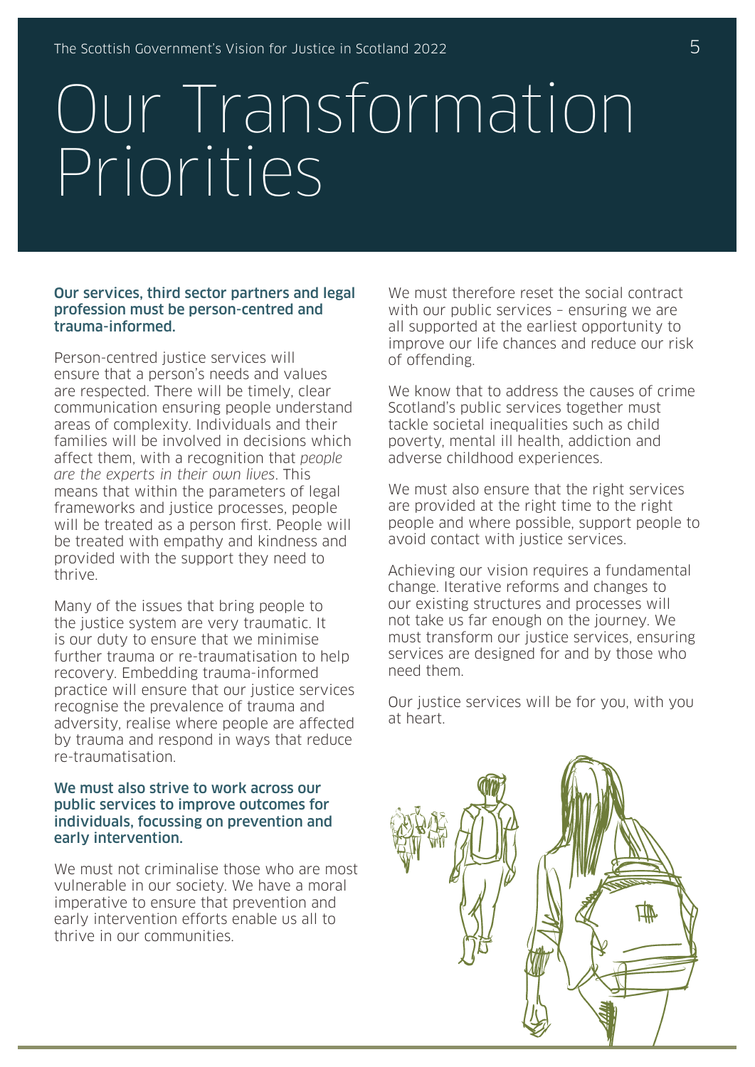# Our Transformation Priorities

**Our services, third sector partners and legal profession must be person-centred and trauma-informed.**

Person-centred justice services will ensure that a person's needs and values are respected. There will be timely, clear communication ensuring people understand areas of complexity. Individuals and their families will be involved in decisions which affect them, with a recognition that *people are the experts in their own lives*. This means that within the parameters of legal frameworks and justice processes, people will be treated as a person first. People will be treated with empathy and kindness and provided with the support they need to thrive.

Many of the issues that bring people to the justice system are very traumatic. It is our duty to ensure that we minimise further trauma or re-traumatisation to help recovery. Embedding trauma-informed practice will ensure that our justice services recognise the prevalence of trauma and adversity, realise where people are affected by trauma and respond in ways that reduce re-traumatisation.

**We must also strive to work across our public services to improve outcomes for individuals, focussing on prevention and early intervention.**

We must not criminalise those who are most vulnerable in our society. We have a moral imperative to ensure that prevention and early intervention efforts enable us all to thrive in our communities.

We must therefore reset the social contract with our public services – ensuring we are all supported at the earliest opportunity to improve our life chances and reduce our risk of offending.

We know that to address the causes of crime Scotland's public services together must tackle societal inequalities such as child poverty, mental ill health, addiction and adverse childhood experiences.

We must also ensure that the right services are provided at the right time to the right people and where possible, support people to avoid contact with justice services.

Achieving our vision requires a fundamental change. Iterative reforms and changes to our existing structures and processes will not take us far enough on the journey. We must transform our justice services, ensuring services are designed for and by those who need them.

Our justice services will be for you, with you at heart.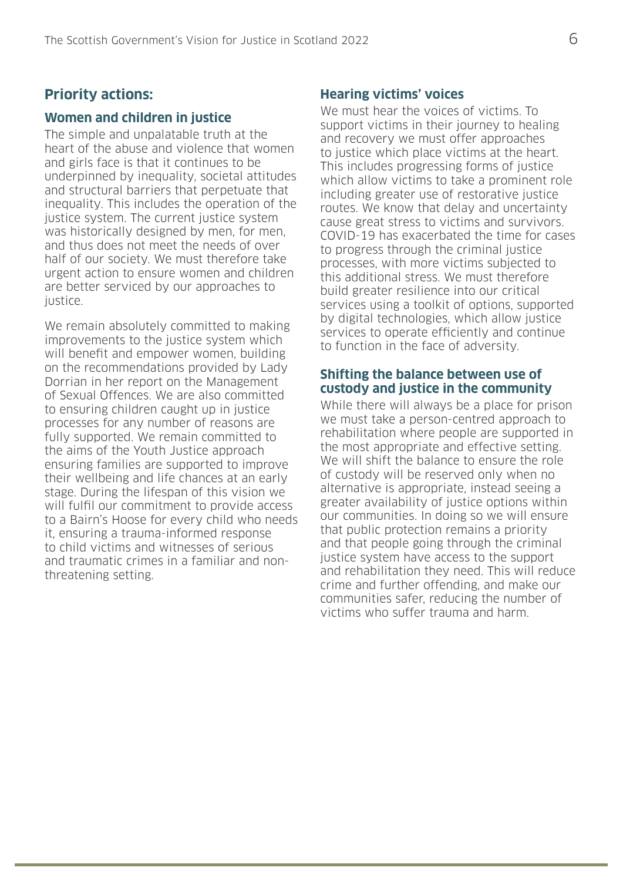## Priority actions:

### Women and children in justice

The simple and unpalatable truth at the heart of the abuse and violence that women and girls face is that it continues to be underpinned by inequality, societal attitudes and structural barriers that perpetuate that inequality. This includes the operation of the justice system. The current justice system was historically designed by men, for men, and thus does not meet the needs of over half of our society. We must therefore take urgent action to ensure women and children are better serviced by our approaches to justice.

We remain absolutely committed to making improvements to the justice system which will benefit and empower women, building on the recommendations provided by Lady Dorrian in her report on the Management of Sexual Offences. We are also committed to ensuring children caught up in justice processes for any number of reasons are fully supported. We remain committed to the aims of the Youth Justice approach ensuring families are supported to improve their wellbeing and life chances at an early stage. During the lifespan of this vision we will fulfil our commitment to provide access to a Bairn's Hoose for every child who needs it, ensuring a trauma-informed response to child victims and witnesses of serious and traumatic crimes in a familiar and non-threatening setting.

### Hearing victims' voices

We must hear the voices of victims. To support victims in their journey to healing and recovery we must offer approaches to justice which place victims at the heart. This includes progressing forms of justice which allow victims to take a prominent role including greater use of restorative justice routes. We know that delay and uncertainty cause great stress to victims and survivors. COVID-19 has exacerbated the time for cases to progress through the criminal justice processes, with more victims subjected to this additional stress. We must therefore build greater resilience into our critical services using a toolkit of options, supported by digital technologies, which allow justice services to operate efficiently and continue to function in the face of adversity.

### Shifting the balance between use of custody and justice in the community

While there will always be a place for prison we must take a person-centred approach to rehabilitation where people are supported in the most appropriate and effective setting. We will shift the balance to ensure the role of custody will be reserved only when no alternative is appropriate, instead seeing a greater availability of justice options within our communities. In doing so we will ensure that public protection remains a priority and that people going through the criminal justice system have access to the support and rehabilitation they need. This will reduce crime and further offending, and make our communities safer, reducing the number of victims who suffer trauma and harm.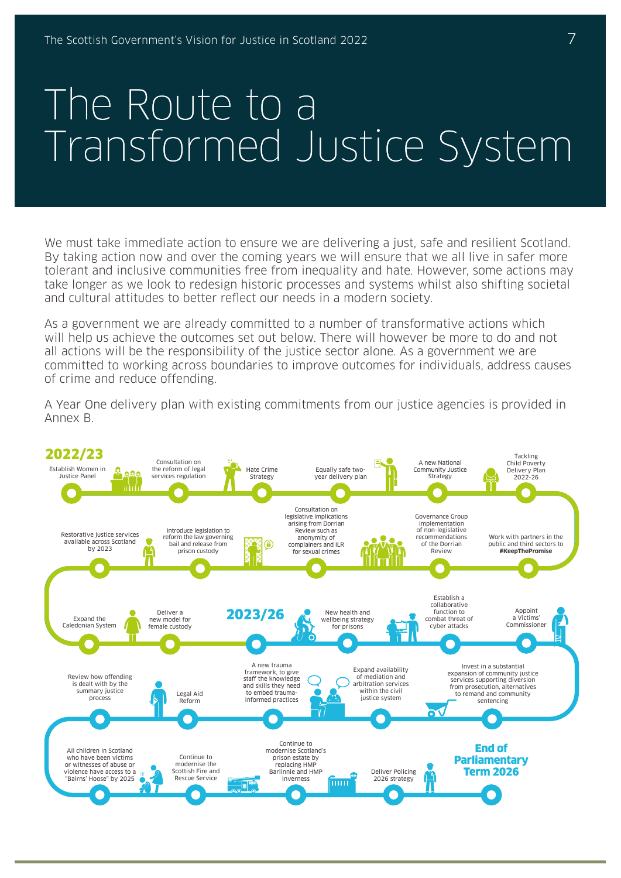# The Route to a Transformed Justice System

We must take immediate action to ensure we are delivering a just, safe and resilient Scotland. By taking action now and over the coming years we will ensure that we all live in safer more tolerant and inclusive communities free from inequality and hate. However, some actions may take longer as we look to redesign historic processes and systems whilst also shifting societal and cultural attitudes to better reflect our needs in a modern society.

As a government we are already committed to a number of transformative actions which will help us achieve the outcomes set out below. There will however be more to do and not all actions will be the responsibility of the justice sector alone. As a government we are committed to working across boundaries to improve outcomes for individuals, address causes of crime and reduce offending.

A Year One delivery plan with existing commitments from our justice agencies is provided in Annex B.

## 2022/23

- Establish Women in Justice Panel
- Consultation on the reform of legal services regulation
- Hate Crime Strategy
- Equally safe two-year delivery plan
- A new National Community Justice Strategy
- Tackling Child Poverty Delivery Plan 2022-26
- Work with partners in the public and third sectors to **#KeepThePromise**
- Governance Group implementation of non-legislative recommendations of the Dorrian Review
- Consultation on legislative implications arising from Dorrian Review such as anonymity of complainers and ILR for sexual crimes
- Introduce legislation to reform the law governing bail and release from prison custody
- Restorative justice services available across Scotland by 2023
- Expand the Caledonian System
- Deliver a new model for female custody

## 2023/26

- New health and wellbeing strategy for prisons
- Establish a collaborative function to combat threat of cyber attacks
- Appoint a Victims' Commissioner
- Invest in a substantial expansion of community justice services supporting diversion from prosecution, alternatives to remand and community sentencing
- Expand availability of mediation and arbitration services within the civil justice system
- A new trauma framework, to give staff the knowledge and skills they need to embed trauma-informed practices
- Legal Aid Reform
- Review how offending is dealt with by the summary justice process
- All children in Scotland who have been victims or witnesses of abuse or violence have access to a "Bairns' Hoose" by 2025
- Continue to modernise the Scottish Fire and Rescue Service
- Continue to modernise Scotland's prison estate by replacing HMP Barlinnie and HMP Inverness
- Deliver Policing 2026 strategy

**End of Parliamentary Term 2026**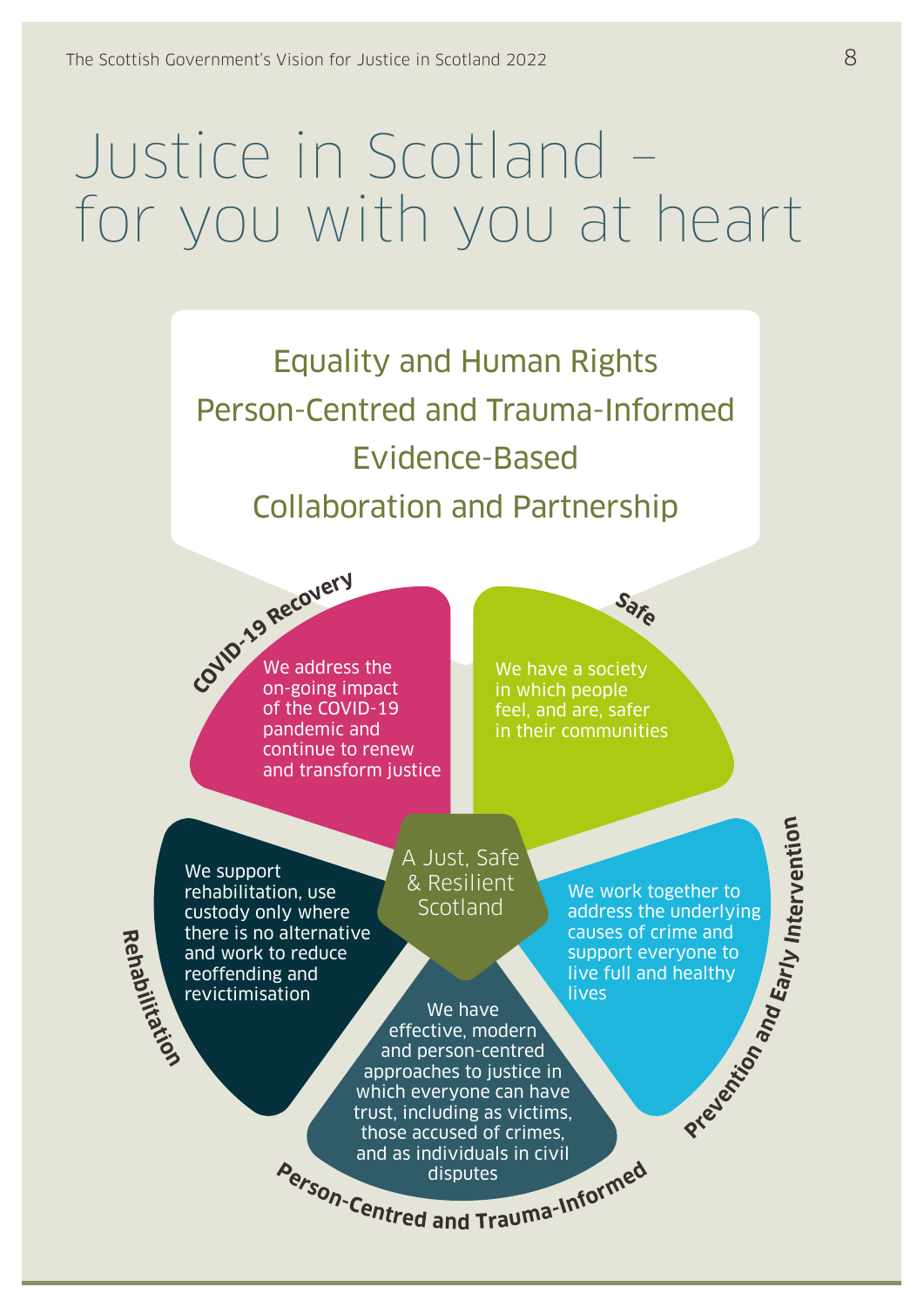# Justice in Scotland – for you with you at heart

Equality and Human Rights

Person-Centred and Trauma-Informed

Evidence-Based

Collaboration and Partnership

**COVID-19 Recovery**

We address the on-going impact of the COVID-19 pandemic and continue to renew and transform justice

**Safe**

We have a society in which people feel, and are, safer in their communities

A Just, Safe & Resilient Scotland

**Rehabilitation**

We support rehabilitation, use custody only where there is no alternative and work to reduce reoffending and revictimisation

**Prevention and Early Intervention**

We work together to address the underlying causes of crime and support everyone to live full and healthy lives

**Person-Centred and Trauma-Informed**

We have effective, modern and person-centred approaches to justice in which everyone can have trust, including as victims, those accused of crimes, and as individuals in civil disputes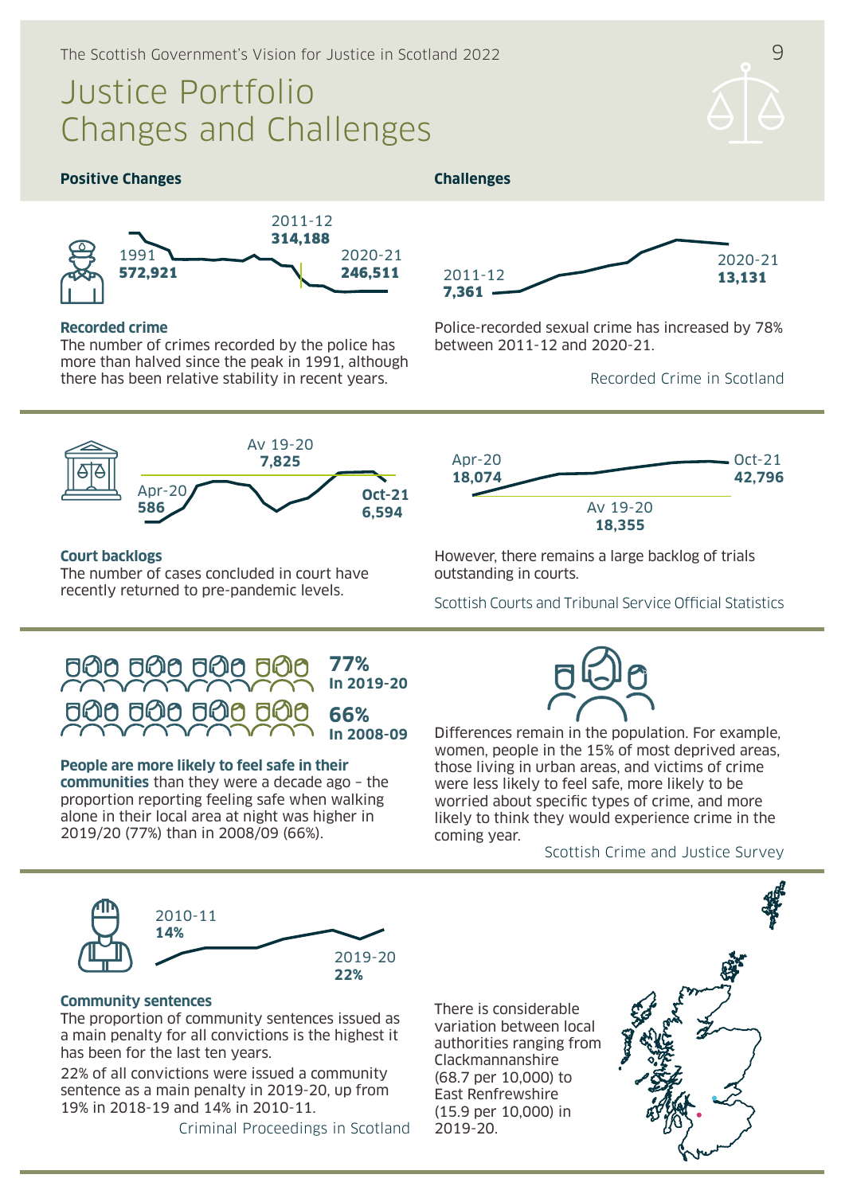# Justice Portfolio Changes and Challenges

## Positive Changes

1991
**572,921**

2011-12
**314,188**

2020-21
**246,511**

**Recorded crime**
The number of crimes recorded by the police has more than halved since the peak in 1991, although there has been relative stability in recent years.

## Challenges

2011-12
**7,361**

2020-21
**13,131**

Police-recorded sexual crime has increased by 78% between 2011-12 and 2020-21.

Recorded Crime in Scotland

---

Apr-20
**586**

Av 19-20
**7,825**

**Oct-21**
**6,594**

**Court backlogs**
The number of cases concluded in court have recently returned to pre-pandemic levels.

Apr-20
**18,074**

Av 19-20
**18,355**

Oct-21
**42,796**

However, there remains a large backlog of trials outstanding in courts.

Scottish Courts and Tribunal Service Official Statistics

---

**77%**
**In 2019-20**

**66%**
**In 2008-09**

**People are more likely to feel safe in their communities** than they were a decade ago – the proportion reporting feeling safe when walking alone in their local area at night was higher in 2019/20 (77%) than in 2008/09 (66%).

Differences remain in the population. For example, women, people in the 15% of most deprived areas, those living in urban areas, and victims of crime were less likely to feel safe, more likely to be worried about specific types of crime, and more likely to think they would experience crime in the coming year.

Scottish Crime and Justice Survey

---

2010-11
**14%**

2019-20
**22%**

**Community sentences**
The proportion of community sentences issued as a main penalty for all convictions is the highest it has been for the last ten years.

22% of all convictions were issued a community sentence as a main penalty in 2019-20, up from 19% in 2018-19 and 14% in 2010-11.

Criminal Proceedings in Scotland

There is considerable variation between local authorities ranging from Clackmannanshire (68.7 per 10,000) to East Renfrewshire (15.9 per 10,000) in 2019-20.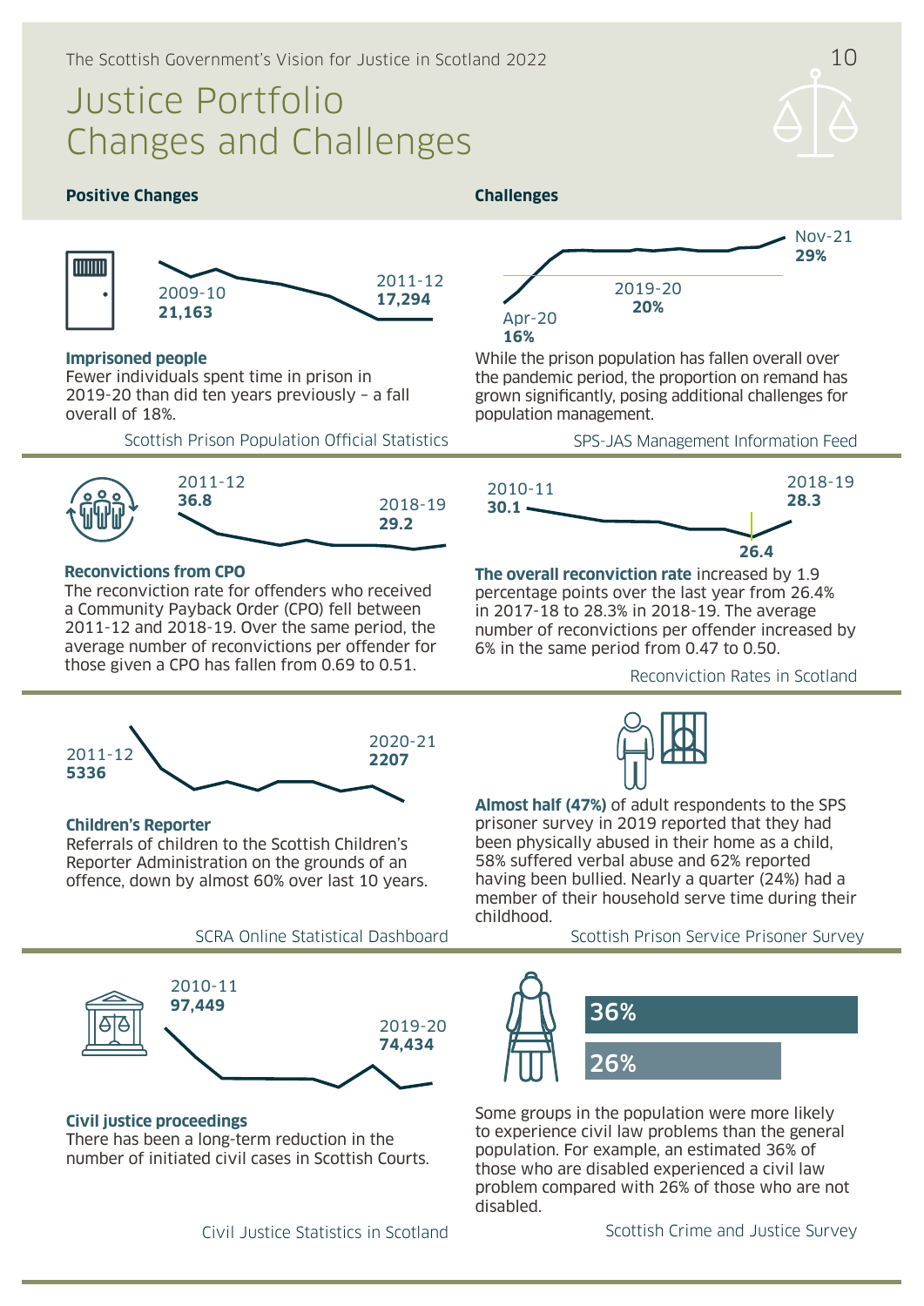# Justice Portfolio Changes and Challenges

## Positive Changes

2009-10 **21,163**

2011-12 **17,294**

**Imprisoned people**
Fewer individuals spent time in prison in 2019-20 than did ten years previously – a fall overall of 18%.

Scottish Prison Population Official Statistics

2011-12 **36.8**

2018-19 **29.2**

**Reconvictions from CPO**
The reconviction rate for offenders who received a Community Payback Order (CPO) fell between 2011-12 and 2018-19. Over the same period, the average number of reconvictions per offender for those given a CPO has fallen from 0.69 to 0.51.

2011-12 **5336**

2020-21 **2207**

**Children's Reporter**
Referrals of children to the Scottish Children's Reporter Administration on the grounds of an offence, down by almost 60% over last 10 years.

SCRA Online Statistical Dashboard

2010-11 **97,449**

2019-20 **74,434**

**Civil justice proceedings**
There has been a long-term reduction in the number of initiated civil cases in Scottish Courts.

Civil Justice Statistics in Scotland

## Challenges

Apr-20 **16%**

2019-20 **20%**

Nov-21 **29%**

While the prison population has fallen overall over the pandemic period, the proportion on remand has grown significantly, posing additional challenges for population management.

SPS-JAS Management Information Feed

2010-11 **30.1**

2018-19 **28.3**

**26.4**

**The overall reconviction rate** increased by 1.9 percentage points over the last year from 26.4% in 2017-18 to 28.3% in 2018-19. The average number of reconvictions per offender increased by 6% in the same period from 0.47 to 0.50.

Reconviction Rates in Scotland

**Almost half (47%)** of adult respondents to the SPS prisoner survey in 2019 reported that they had been physically abused in their home as a child, 58% suffered verbal abuse and 62% reported having been bullied. Nearly a quarter (24%) had a member of their household serve time during their childhood.

Scottish Prison Service Prisoner Survey

36%

26%

Some groups in the population were more likely to experience civil law problems than the general population. For example, an estimated 36% of those who are disabled experienced a civil law problem compared with 26% of those who are not disabled.

Scottish Crime and Justice Survey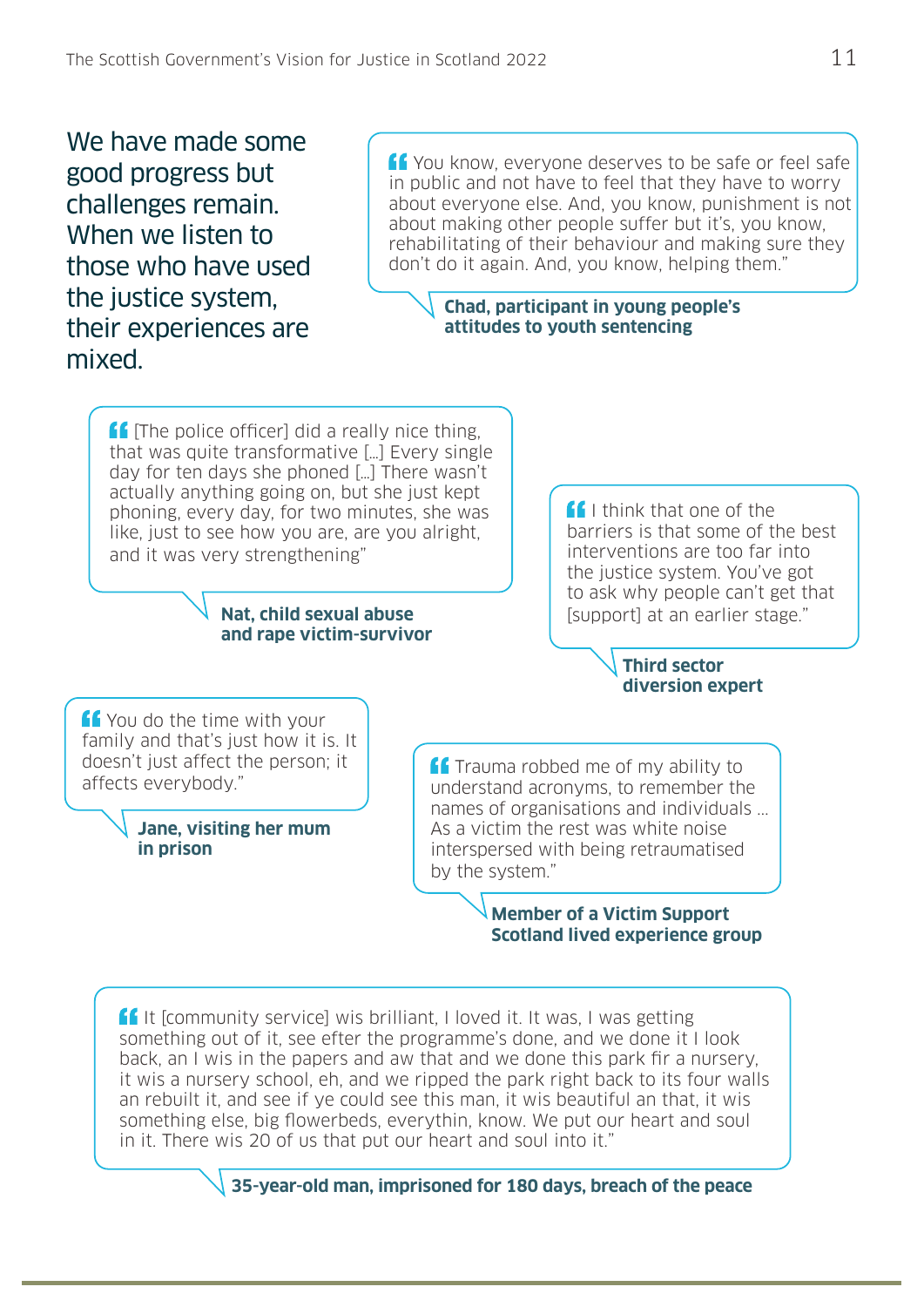We have made some good progress but challenges remain. When we listen to those who have used the justice system, their experiences are mixed.

> “You know, everyone deserves to be safe or feel safe in public and not have to feel that they have to worry about everyone else. And, you know, punishment is not about making other people suffer but it’s, you know, rehabilitating of their behaviour and making sure they don’t do it again. And, you know, helping them.”
>
> **Chad, participant in young people’s attitudes to youth sentencing**

> “[The police officer] did a really nice thing, that was quite transformative […] Every single day for ten days she phoned […] There wasn’t actually anything going on, but she just kept phoning, every day, for two minutes, she was like, just to see how you are, are you alright, and it was very strengthening”
>
> **Nat, child sexual abuse and rape victim-survivor**

> “I think that one of the barriers is that some of the best interventions are too far into the justice system. You’ve got to ask why people can’t get that [support] at an earlier stage.”
>
> **Third sector diversion expert**

> “You do the time with your family and that’s just how it is. It doesn’t just affect the person; it affects everybody.”
>
> **Jane, visiting her mum in prison**

> “Trauma robbed me of my ability to understand acronyms, to remember the names of organisations and individuals … As a victim the rest was white noise interspersed with being retraumatised by the system.”
>
> **Member of a Victim Support Scotland lived experience group**

> “It [community service] wis brilliant, I loved it. It was, I was getting something out of it, see efter the programme’s done, and we done it I look back, an I wis in the papers and aw that and we done this park fir a nursery, it wis a nursery school, eh, and we ripped the park right back to its four walls an rebuilt it, and see if ye could see this man, it wis beautiful an that, it wis something else, big flowerbeds, everythin, know. We put our heart and soul in it. There wis 20 of us that put our heart and soul into it.”
>
> **35-year-old man, imprisoned for 180 days, breach of the peace**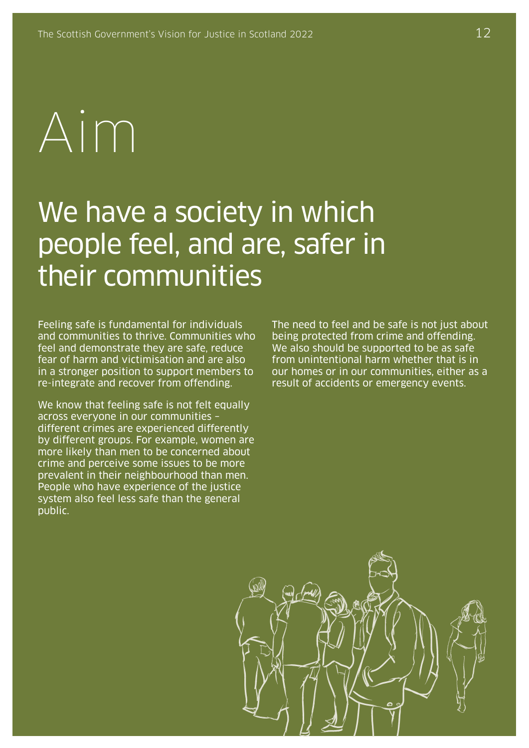# Aim

## We have a society in which people feel, and are, safer in their communities

Feeling safe is fundamental for individuals and communities to thrive. Communities who feel and demonstrate they are safe, reduce fear of harm and victimisation and are also in a stronger position to support members to re-integrate and recover from offending.

We know that feeling safe is not felt equally across everyone in our communities – different crimes are experienced differently by different groups. For example, women are more likely than men to be concerned about crime and perceive some issues to be more prevalent in their neighbourhood than men. People who have experience of the justice system also feel less safe than the general public.

The need to feel and be safe is not just about being protected from crime and offending. We also should be supported to be as safe from unintentional harm whether that is in our homes or in our communities, either as a result of accidents or emergency events.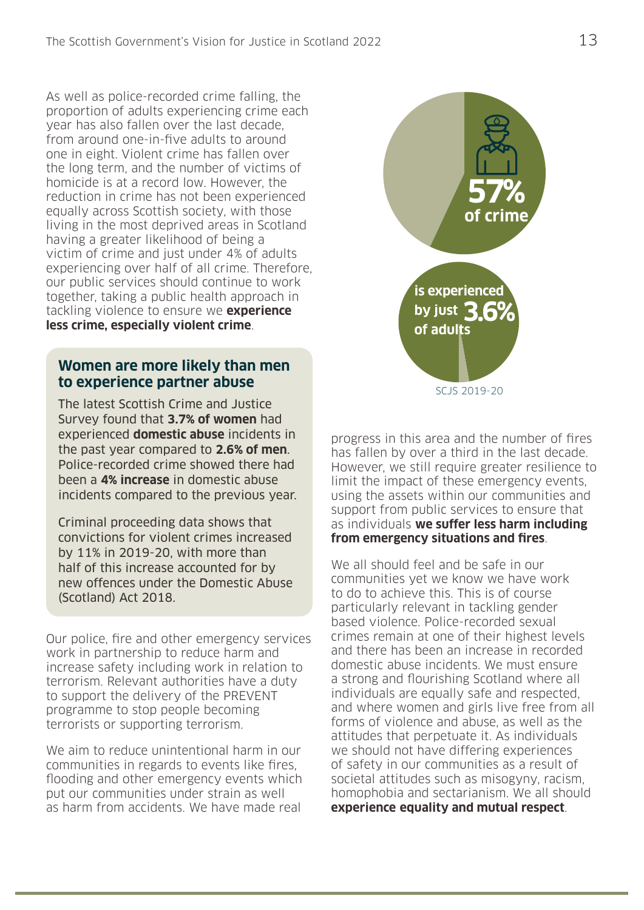As well as police-recorded crime falling, the proportion of adults experiencing crime each year has also fallen over the last decade, from around one-in-five adults to around one in eight. Violent crime has fallen over the long term, and the number of victims of homicide is at a record low. However, the reduction in crime has not been experienced equally across Scottish society, with those living in the most deprived areas in Scotland having a greater likelihood of being a victim of crime and just under 4% of adults experiencing over half of all crime. Therefore, our public services should continue to work together, taking a public health approach in tackling violence to ensure we **experience less crime, especially violent crime**.

### Women are more likely than men to experience partner abuse

The latest Scottish Crime and Justice Survey found that **3.7% of women** had experienced **domestic abuse** incidents in the past year compared to **2.6% of men**. Police-recorded crime showed there had been a **4% increase** in domestic abuse incidents compared to the previous year.

Criminal proceeding data shows that convictions for violent crimes increased by 11% in 2019-20, with more than half of this increase accounted for by new offences under the Domestic Abuse (Scotland) Act 2018.

**57% of crime** is experienced by just **3.6%** of adults

SCJS 2019-20

Our police, fire and other emergency services work in partnership to reduce harm and increase safety including work in relation to terrorism. Relevant authorities have a duty to support the delivery of the PREVENT programme to stop people becoming terrorists or supporting terrorism.

We aim to reduce unintentional harm in our communities in regards to events like fires, flooding and other emergency events which put our communities under strain as well as harm from accidents. We have made real progress in this area and the number of fires has fallen by over a third in the last decade. However, we still require greater resilience to limit the impact of these emergency events, using the assets within our communities and support from public services to ensure that as individuals **we suffer less harm including from emergency situations and fires**.

We all should feel and be safe in our communities yet we know we have work to do to achieve this. This is of course particularly relevant in tackling gender based violence. Police-recorded sexual crimes remain at one of their highest levels and there has been an increase in recorded domestic abuse incidents. We must ensure a strong and flourishing Scotland where all individuals are equally safe and respected, and where women and girls live free from all forms of violence and abuse, as well as the attitudes that perpetuate it. As individuals we should not have differing experiences of safety in our communities as a result of societal attitudes such as misogyny, racism, homophobia and sectarianism. We all should **experience equality and mutual respect**.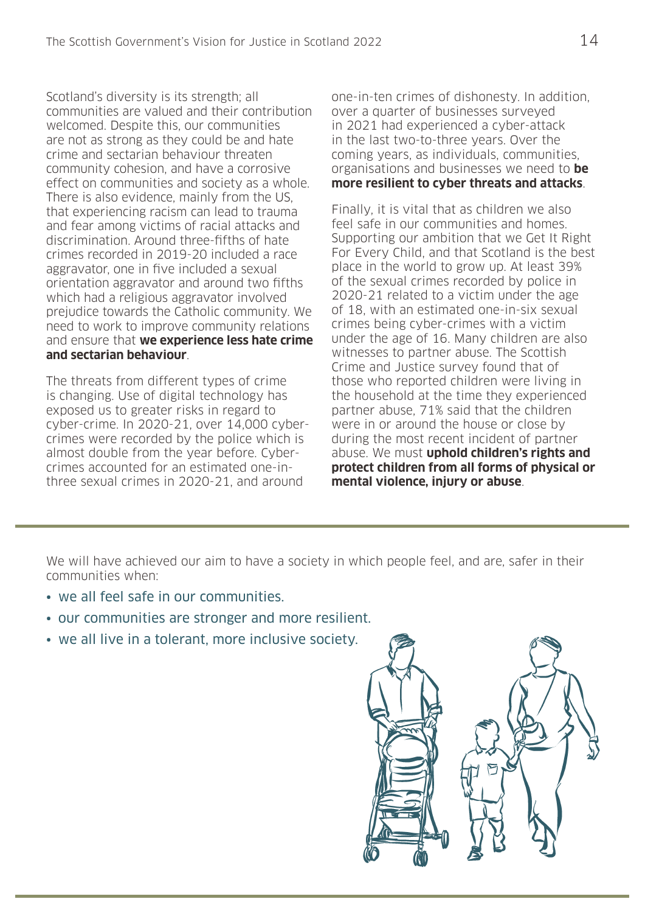Scotland's diversity is its strength; all communities are valued and their contribution welcomed. Despite this, our communities are not as strong as they could be and hate crime and sectarian behaviour threaten community cohesion, and have a corrosive effect on communities and society as a whole. There is also evidence, mainly from the US, that experiencing racism can lead to trauma and fear among victims of racial attacks and discrimination. Around three-fifths of hate crimes recorded in 2019-20 included a race aggravator, one in five included a sexual orientation aggravator and around two fifths which had a religious aggravator involved prejudice towards the Catholic community. We need to work to improve community relations and ensure that **we experience less hate crime and sectarian behaviour**.

The threats from different types of crime is changing. Use of digital technology has exposed us to greater risks in regard to cyber-crime. In 2020-21, over 14,000 cyber-crimes were recorded by the police which is almost double from the year before. Cyber-crimes accounted for an estimated one-in-three sexual crimes in 2020-21, and around one-in-ten crimes of dishonesty. In addition, over a quarter of businesses surveyed in 2021 had experienced a cyber-attack in the last two-to-three years. Over the coming years, as individuals, communities, organisations and businesses we need to **be more resilient to cyber threats and attacks**.

Finally, it is vital that as children we also feel safe in our communities and homes. Supporting our ambition that we Get It Right For Every Child, and that Scotland is the best place in the world to grow up. At least 39% of the sexual crimes recorded by police in 2020-21 related to a victim under the age of 18, with an estimated one-in-six sexual crimes being cyber-crimes with a victim under the age of 16. Many children are also witnesses to partner abuse. The Scottish Crime and Justice survey found that of those who reported children were living in the household at the time they experienced partner abuse, 71% said that the children were in or around the house or close by during the most recent incident of partner abuse. We must **uphold children's rights and protect children from all forms of physical or mental violence, injury or abuse**.

We will have achieved our aim to have a society in which people feel, and are, safer in their communities when:

- we all feel safe in our communities.
- our communities are stronger and more resilient.
- we all live in a tolerant, more inclusive society.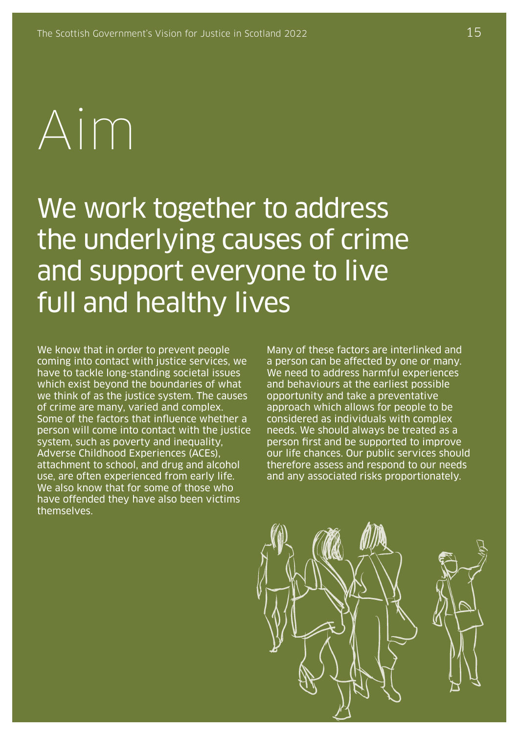# Aim

## We work together to address the underlying causes of crime and support everyone to live full and healthy lives

We know that in order to prevent people coming into contact with justice services, we have to tackle long-standing societal issues which exist beyond the boundaries of what we think of as the justice system. The causes of crime are many, varied and complex. Some of the factors that influence whether a person will come into contact with the justice system, such as poverty and inequality, Adverse Childhood Experiences (ACEs), attachment to school, and drug and alcohol use, are often experienced from early life. We also know that for some of those who have offended they have also been victims themselves.

Many of these factors are interlinked and a person can be affected by one or many. We need to address harmful experiences and behaviours at the earliest possible opportunity and take a preventative approach which allows for people to be considered as individuals with complex needs. We should always be treated as a person first and be supported to improve our life chances. Our public services should therefore assess and respond to our needs and any associated risks proportionately.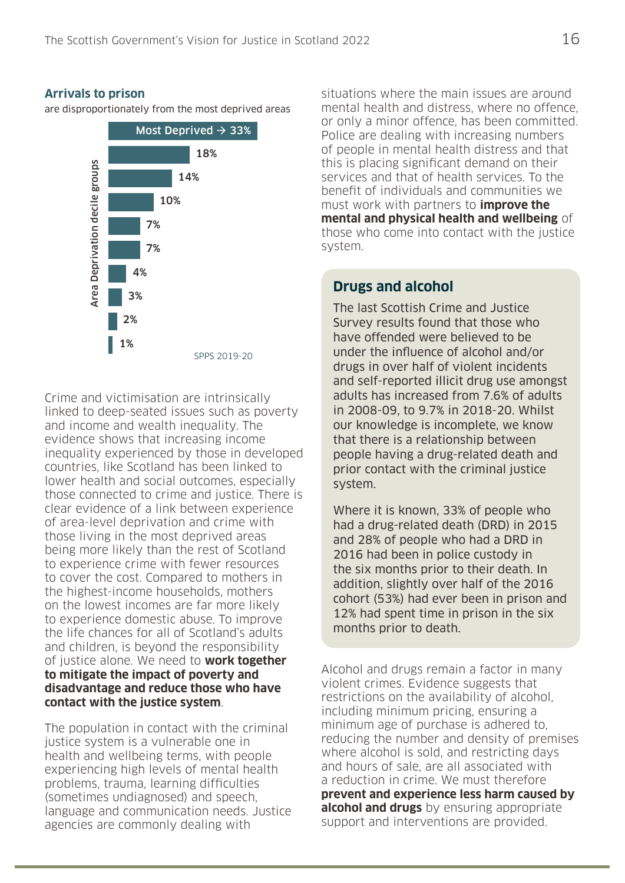**Arrivals to prison**

are disproportionately from the most deprived areas

| Area Deprivation decile groups | Arrivals to prison |
|---|---|
| Most Deprived | 33% |
| | 18% |
| | 14% |
| | 10% |
| | 7% |
| | 7% |
| | 4% |
| | 3% |
| | 2% |
| | 1% |

SPPS 2019-20

Crime and victimisation are intrinsically linked to deep-seated issues such as poverty and income and wealth inequality. The evidence shows that increasing income inequality experienced by those in developed countries, like Scotland has been linked to lower health and social outcomes, especially those connected to crime and justice. There is clear evidence of a link between experience of area-level deprivation and crime with those living in the most deprived areas being more likely than the rest of Scotland to experience crime with fewer resources to cover the cost. Compared to mothers in the highest-income households, mothers on the lowest incomes are far more likely to experience domestic abuse. To improve the life chances for all of Scotland's adults and children, is beyond the responsibility of justice alone. We need to **work together to mitigate the impact of poverty and disadvantage and reduce those who have contact with the justice system**.

The population in contact with the criminal justice system is a vulnerable one in health and wellbeing terms, with people experiencing high levels of mental health problems, trauma, learning difficulties (sometimes undiagnosed) and speech, language and communication needs. Justice agencies are commonly dealing with situations where the main issues are around mental health and distress, where no offence, or only a minor offence, has been committed. Police are dealing with increasing numbers of people in mental health distress and that this is placing significant demand on their services and that of health services. To the benefit of individuals and communities we must work with partners to **improve the mental and physical health and wellbeing** of those who come into contact with the justice system.

## Drugs and alcohol

The last Scottish Crime and Justice Survey results found that those who have offended were believed to be under the influence of alcohol and/or drugs in over half of violent incidents and self-reported illicit drug use amongst adults has increased from 7.6% of adults in 2008-09, to 9.7% in 2018-20. Whilst our knowledge is incomplete, we know that there is a relationship between people having a drug-related death and prior contact with the criminal justice system.

Where it is known, 33% of people who had a drug-related death (DRD) in 2015 and 28% of people who had a DRD in 2016 had been in police custody in the six months prior to their death. In addition, slightly over half of the 2016 cohort (53%) had ever been in prison and 12% had spent time in prison in the six months prior to death.

Alcohol and drugs remain a factor in many violent crimes. Evidence suggests that restrictions on the availability of alcohol, including minimum pricing, ensuring a minimum age of purchase is adhered to, reducing the number and density of premises where alcohol is sold, and restricting days and hours of sale, are all associated with a reduction in crime. We must therefore **prevent and experience less harm caused by alcohol and drugs** by ensuring appropriate support and interventions are provided.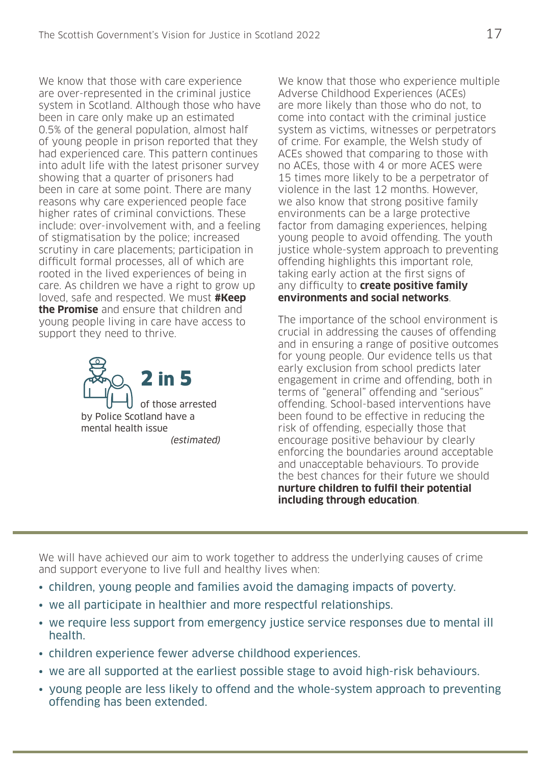We know that those with care experience are over-represented in the criminal justice system in Scotland. Although those who have been in care only make up an estimated 0.5% of the general population, almost half of young people in prison reported that they had experienced care. This pattern continues into adult life with the latest prisoner survey showing that a quarter of prisoners had been in care at some point. There are many reasons why care experienced people face higher rates of criminal convictions. These include: over-involvement with, and a feeling of stigmatisation by the police; increased scrutiny in care placements; participation in difficult formal processes, all of which are rooted in the lived experiences of being in care. As children we have a right to grow up loved, safe and respected. We must **#Keep the Promise** and ensure that children and young people living in care have access to support they need to thrive.

**2 in 5** of those arrested by Police Scotland have a mental health issue *(estimated)*

We know that those who experience multiple Adverse Childhood Experiences (ACEs) are more likely than those who do not, to come into contact with the criminal justice system as victims, witnesses or perpetrators of crime. For example, the Welsh study of ACEs showed that comparing to those with no ACEs, those with 4 or more ACES were 15 times more likely to be a perpetrator of violence in the last 12 months. However, we also know that strong positive family environments can be a large protective factor from damaging experiences, helping young people to avoid offending. The youth justice whole-system approach to preventing offending highlights this important role, taking early action at the first signs of any difficulty to **create positive family environments and social networks**.

The importance of the school environment is crucial in addressing the causes of offending and in ensuring a range of positive outcomes for young people. Our evidence tells us that early exclusion from school predicts later engagement in crime and offending, both in terms of "general" offending and "serious" offending. School-based interventions have been found to be effective in reducing the risk of offending, especially those that encourage positive behaviour by clearly enforcing the boundaries around acceptable and unacceptable behaviours. To provide the best chances for their future we should **nurture children to fulfil their potential including through education**.

---

We will have achieved our aim to work together to address the underlying causes of crime and support everyone to live full and healthy lives when:

- children, young people and families avoid the damaging impacts of poverty.
- we all participate in healthier and more respectful relationships.
- we require less support from emergency justice service responses due to mental ill health.
- children experience fewer adverse childhood experiences.
- we are all supported at the earliest possible stage to avoid high-risk behaviours.
- young people are less likely to offend and the whole-system approach to preventing offending has been extended.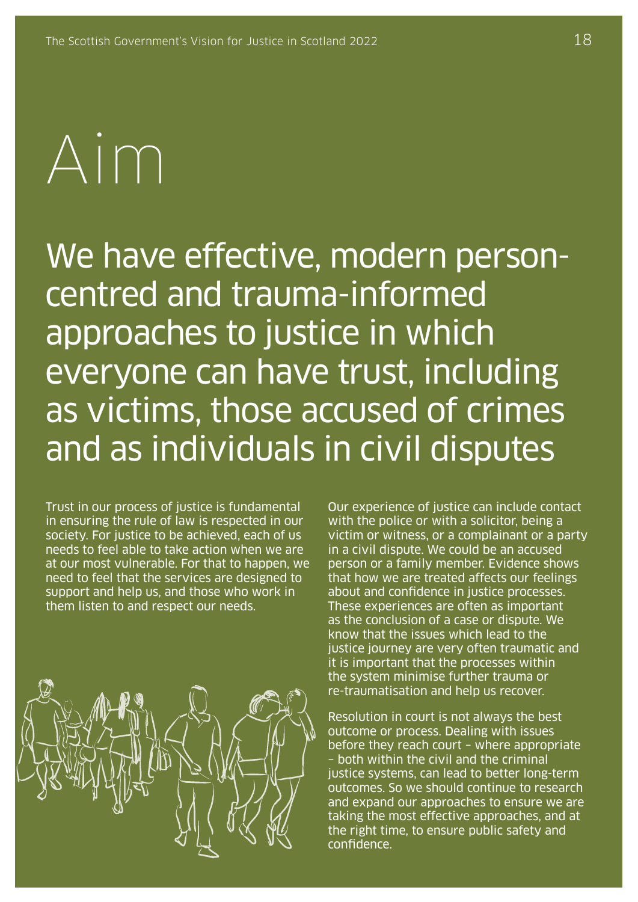# Aim

## We have effective, modern person-centred and trauma-informed approaches to justice in which everyone can have trust, including as victims, those accused of crimes and as individuals in civil disputes

Trust in our process of justice is fundamental in ensuring the rule of law is respected in our society. For justice to be achieved, each of us needs to feel able to take action when we are at our most vulnerable. For that to happen, we need to feel that the services are designed to support and help us, and those who work in them listen to and respect our needs.

Our experience of justice can include contact with the police or with a solicitor, being a victim or witness, or a complainant or a party in a civil dispute. We could be an accused person or a family member. Evidence shows that how we are treated affects our feelings about and confidence in justice processes. These experiences are often as important as the conclusion of a case or dispute. We know that the issues which lead to the justice journey are very often traumatic and it is important that the processes within the system minimise further trauma or re-traumatisation and help us recover.

Resolution in court is not always the best outcome or process. Dealing with issues before they reach court – where appropriate – both within the civil and the criminal justice systems, can lead to better long-term outcomes. So we should continue to research and expand our approaches to ensure we are taking the most effective approaches, and at the right time, to ensure public safety and confidence.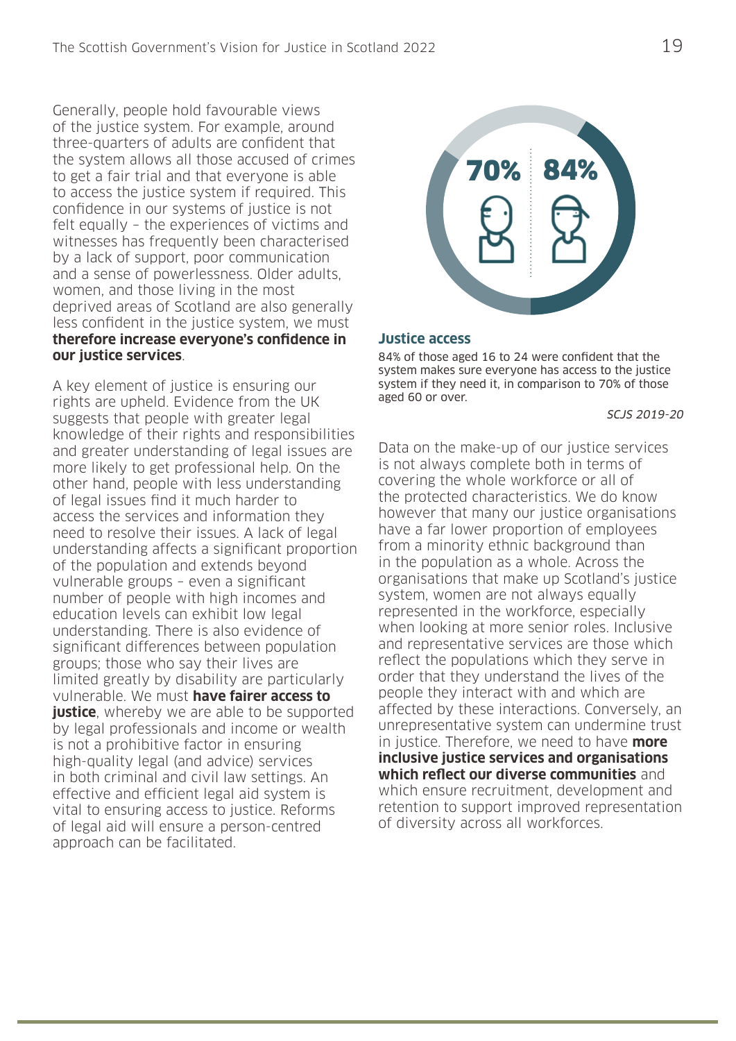Generally, people hold favourable views of the justice system. For example, around three-quarters of adults are confident that the system allows all those accused of crimes to get a fair trial and that everyone is able to access the justice system if required. This confidence in our systems of justice is not felt equally – the experiences of victims and witnesses has frequently been characterised by a lack of support, poor communication and a sense of powerlessness. Older adults, women, and those living in the most deprived areas of Scotland are also generally less confident in the justice system, we must **therefore increase everyone's confidence in our justice services**.

A key element of justice is ensuring our rights are upheld. Evidence from the UK suggests that people with greater legal knowledge of their rights and responsibilities and greater understanding of legal issues are more likely to get professional help. On the other hand, people with less understanding of legal issues find it much harder to access the services and information they need to resolve their issues. A lack of legal understanding affects a significant proportion of the population and extends beyond vulnerable groups – even a significant number of people with high incomes and education levels can exhibit low legal understanding. There is also evidence of significant differences between population groups; those who say their lives are limited greatly by disability are particularly vulnerable. We must **have fairer access to justice**, whereby we are able to be supported by legal professionals and income or wealth is not a prohibitive factor in ensuring high-quality legal (and advice) services in both criminal and civil law settings. An effective and efficient legal aid system is vital to ensuring access to justice. Reforms of legal aid will ensure a person-centred approach can be facilitated.

70% 84%

**Justice access**

84% of those aged 16 to 24 were confident that the system makes sure everyone has access to the justice system if they need it, in comparison to 70% of those aged 60 or over.

*SCJS 2019-20*

Data on the make-up of our justice services is not always complete both in terms of covering the whole workforce or all of the protected characteristics. We do know however that many our justice organisations have a far lower proportion of employees from a minority ethnic background than in the population as a whole. Across the organisations that make up Scotland's justice system, women are not always equally represented in the workforce, especially when looking at more senior roles. Inclusive and representative services are those which reflect the populations which they serve in order that they understand the lives of the people they interact with and which are affected by these interactions. Conversely, an unrepresentative system can undermine trust in justice. Therefore, we need to have **more inclusive justice services and organisations which reflect our diverse communities** and which ensure recruitment, development and retention to support improved representation of diversity across all workforces.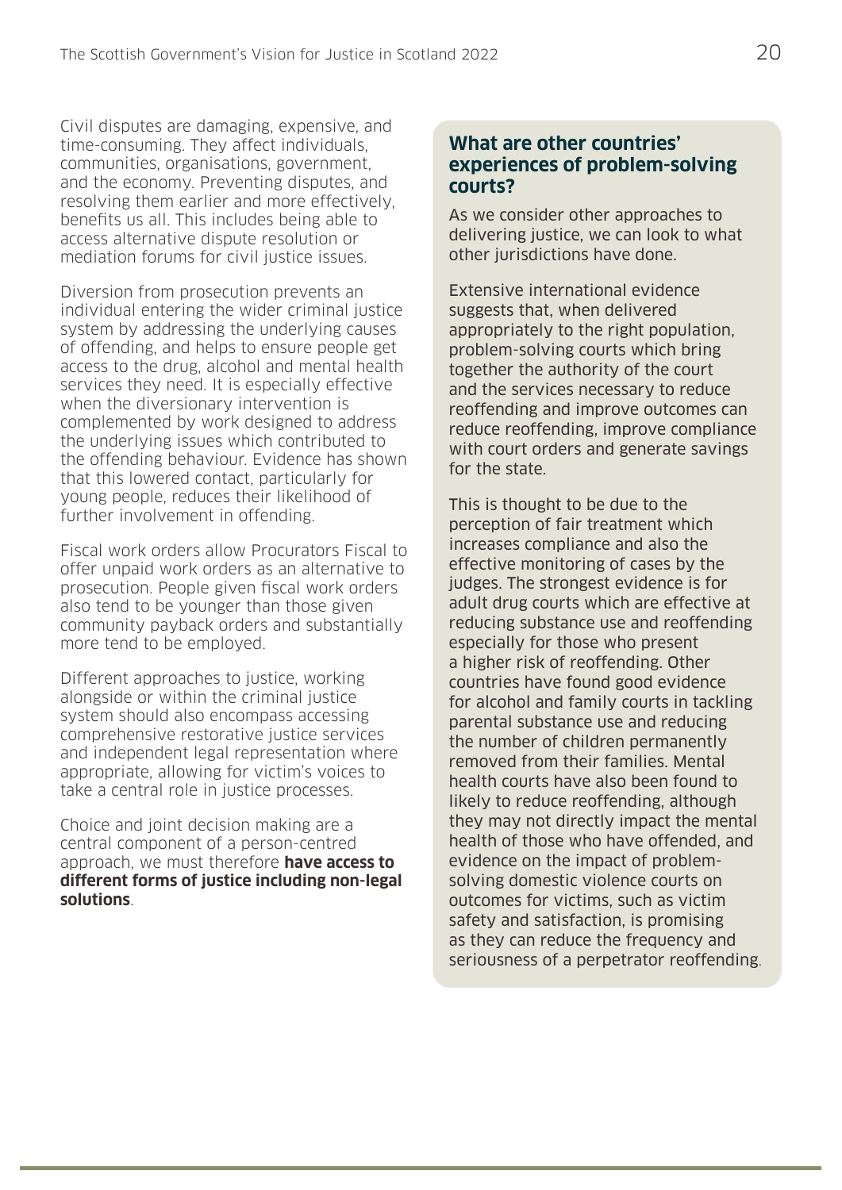Civil disputes are damaging, expensive, and time-consuming. They affect individuals, communities, organisations, government, and the economy. Preventing disputes, and resolving them earlier and more effectively, benefits us all. This includes being able to access alternative dispute resolution or mediation forums for civil justice issues.

Diversion from prosecution prevents an individual entering the wider criminal justice system by addressing the underlying causes of offending, and helps to ensure people get access to the drug, alcohol and mental health services they need. It is especially effective when the diversionary intervention is complemented by work designed to address the underlying issues which contributed to the offending behaviour. Evidence has shown that this lowered contact, particularly for young people, reduces their likelihood of further involvement in offending.

Fiscal work orders allow Procurators Fiscal to offer unpaid work orders as an alternative to prosecution. People given fiscal work orders also tend to be younger than those given community payback orders and substantially more tend to be employed.

Different approaches to justice, working alongside or within the criminal justice system should also encompass accessing comprehensive restorative justice services and independent legal representation where appropriate, allowing for victim's voices to take a central role in justice processes.

Choice and joint decision making are a central component of a person-centred approach, we must therefore **have access to different forms of justice including non-legal solutions**.

## What are other countries' experiences of problem-solving courts?

As we consider other approaches to delivering justice, we can look to what other jurisdictions have done.

Extensive international evidence suggests that, when delivered appropriately to the right population, problem-solving courts which bring together the authority of the court and the services necessary to reduce reoffending and improve outcomes can reduce reoffending, improve compliance with court orders and generate savings for the state.

This is thought to be due to the perception of fair treatment which increases compliance and also the effective monitoring of cases by the judges. The strongest evidence is for adult drug courts which are effective at reducing substance use and reoffending especially for those who present a higher risk of reoffending. Other countries have found good evidence for alcohol and family courts in tackling parental substance use and reducing the number of children permanently removed from their families. Mental health courts have also been found to likely to reduce reoffending, although they may not directly impact the mental health of those who have offended, and evidence on the impact of problem-solving domestic violence courts on outcomes for victims, such as victim safety and satisfaction, is promising as they can reduce the frequency and seriousness of a perpetrator reoffending.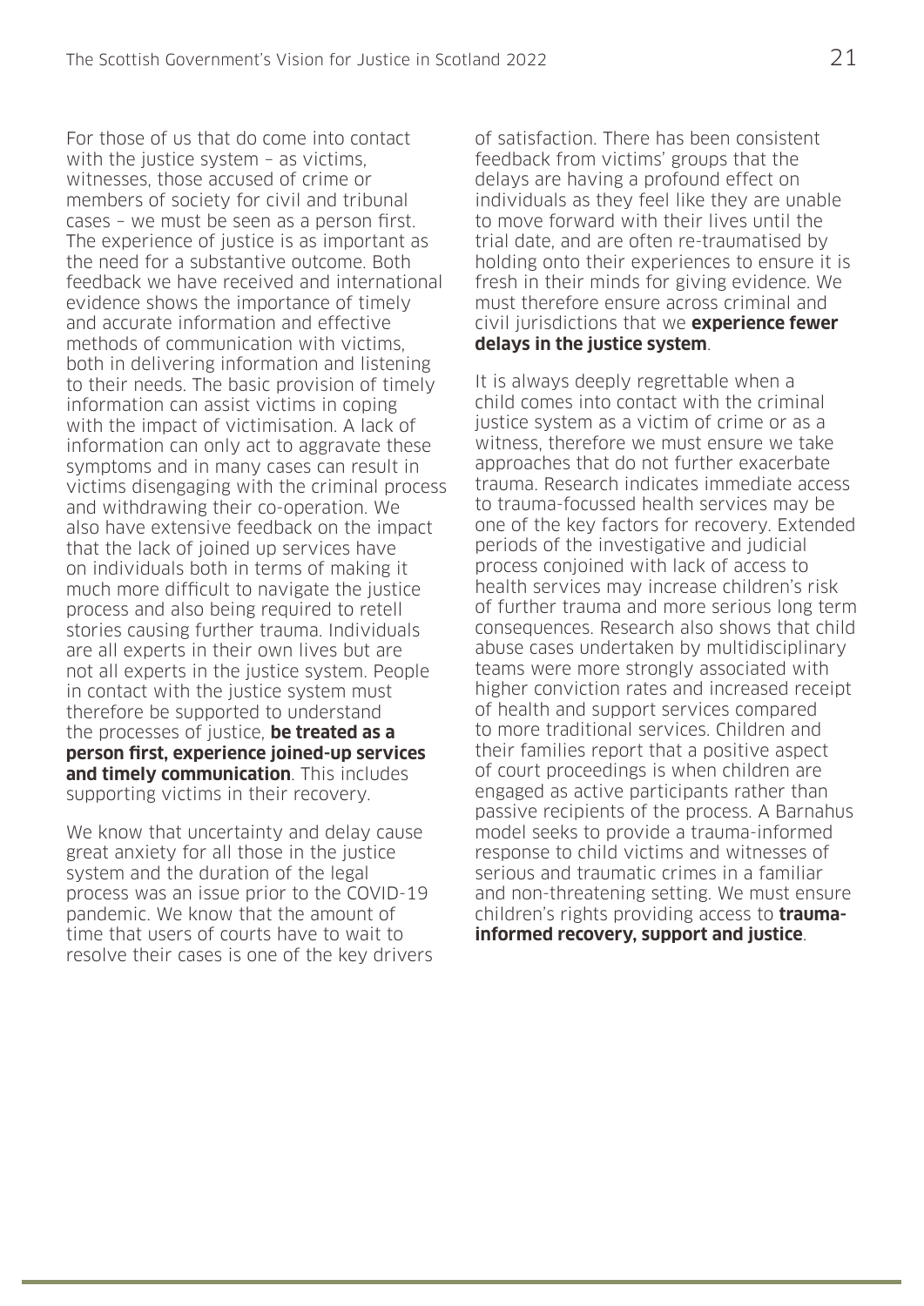For those of us that do come into contact with the justice system – as victims, witnesses, those accused of crime or members of society for civil and tribunal cases – we must be seen as a person first. The experience of justice is as important as the need for a substantive outcome. Both feedback we have received and international evidence shows the importance of timely and accurate information and effective methods of communication with victims, both in delivering information and listening to their needs. The basic provision of timely information can assist victims in coping with the impact of victimisation. A lack of information can only act to aggravate these symptoms and in many cases can result in victims disengaging with the criminal process and withdrawing their co-operation. We also have extensive feedback on the impact that the lack of joined up services have on individuals both in terms of making it much more difficult to navigate the justice process and also being required to retell stories causing further trauma. Individuals are all experts in their own lives but are not all experts in the justice system. People in contact with the justice system must therefore be supported to understand the processes of justice, **be treated as a person first, experience joined-up services and timely communication**. This includes supporting victims in their recovery.

We know that uncertainty and delay cause great anxiety for all those in the justice system and the duration of the legal process was an issue prior to the COVID-19 pandemic. We know that the amount of time that users of courts have to wait to resolve their cases is one of the key drivers of satisfaction. There has been consistent feedback from victims' groups that the delays are having a profound effect on individuals as they feel like they are unable to move forward with their lives until the trial date, and are often re-traumatised by holding onto their experiences to ensure it is fresh in their minds for giving evidence. We must therefore ensure across criminal and civil jurisdictions that we **experience fewer delays in the justice system**.

It is always deeply regrettable when a child comes into contact with the criminal justice system as a victim of crime or as a witness, therefore we must ensure we take approaches that do not further exacerbate trauma. Research indicates immediate access to trauma-focussed health services may be one of the key factors for recovery. Extended periods of the investigative and judicial process conjoined with lack of access to health services may increase children's risk of further trauma and more serious long term consequences. Research also shows that child abuse cases undertaken by multidisciplinary teams were more strongly associated with higher conviction rates and increased receipt of health and support services compared to more traditional services. Children and their families report that a positive aspect of court proceedings is when children are engaged as active participants rather than passive recipients of the process. A Barnahus model seeks to provide a trauma-informed response to child victims and witnesses of serious and traumatic crimes in a familiar and non-threatening setting. We must ensure children's rights providing access to **trauma-informed recovery, support and justice**.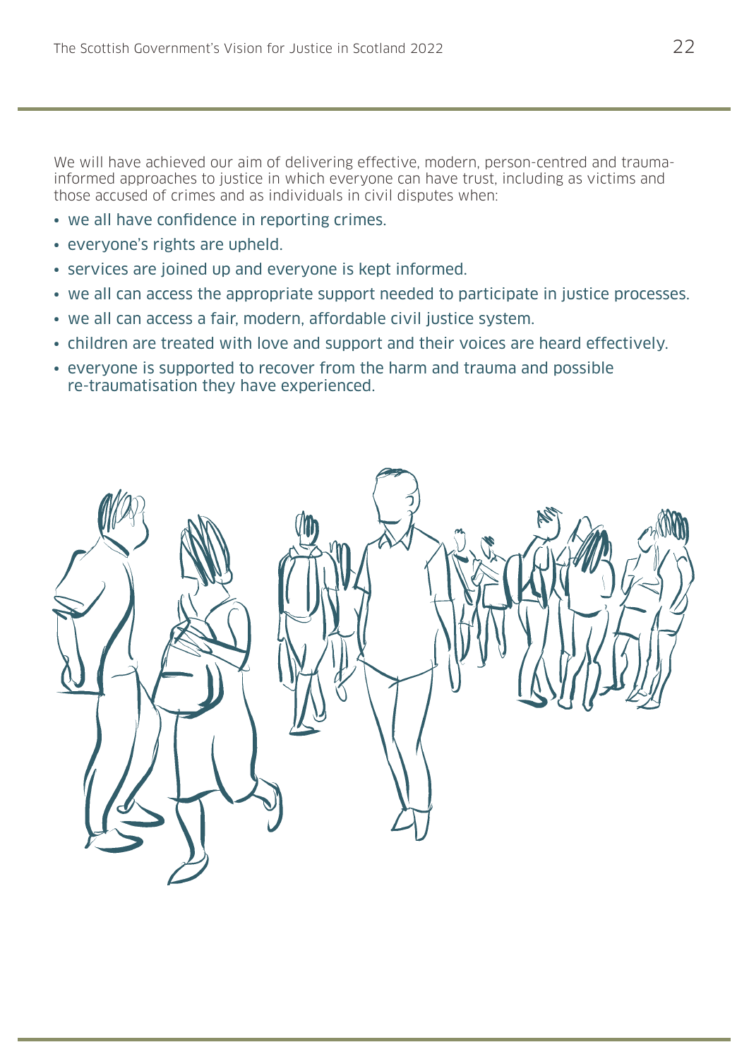We will have achieved our aim of delivering effective, modern, person-centred and trauma-informed approaches to justice in which everyone can have trust, including as victims and those accused of crimes and as individuals in civil disputes when:

- we all have confidence in reporting crimes.
- everyone's rights are upheld.
- services are joined up and everyone is kept informed.
- we all can access the appropriate support needed to participate in justice processes.
- we all can access a fair, modern, affordable civil justice system.
- children are treated with love and support and their voices are heard effectively.
- everyone is supported to recover from the harm and trauma and possible re-traumatisation they have experienced.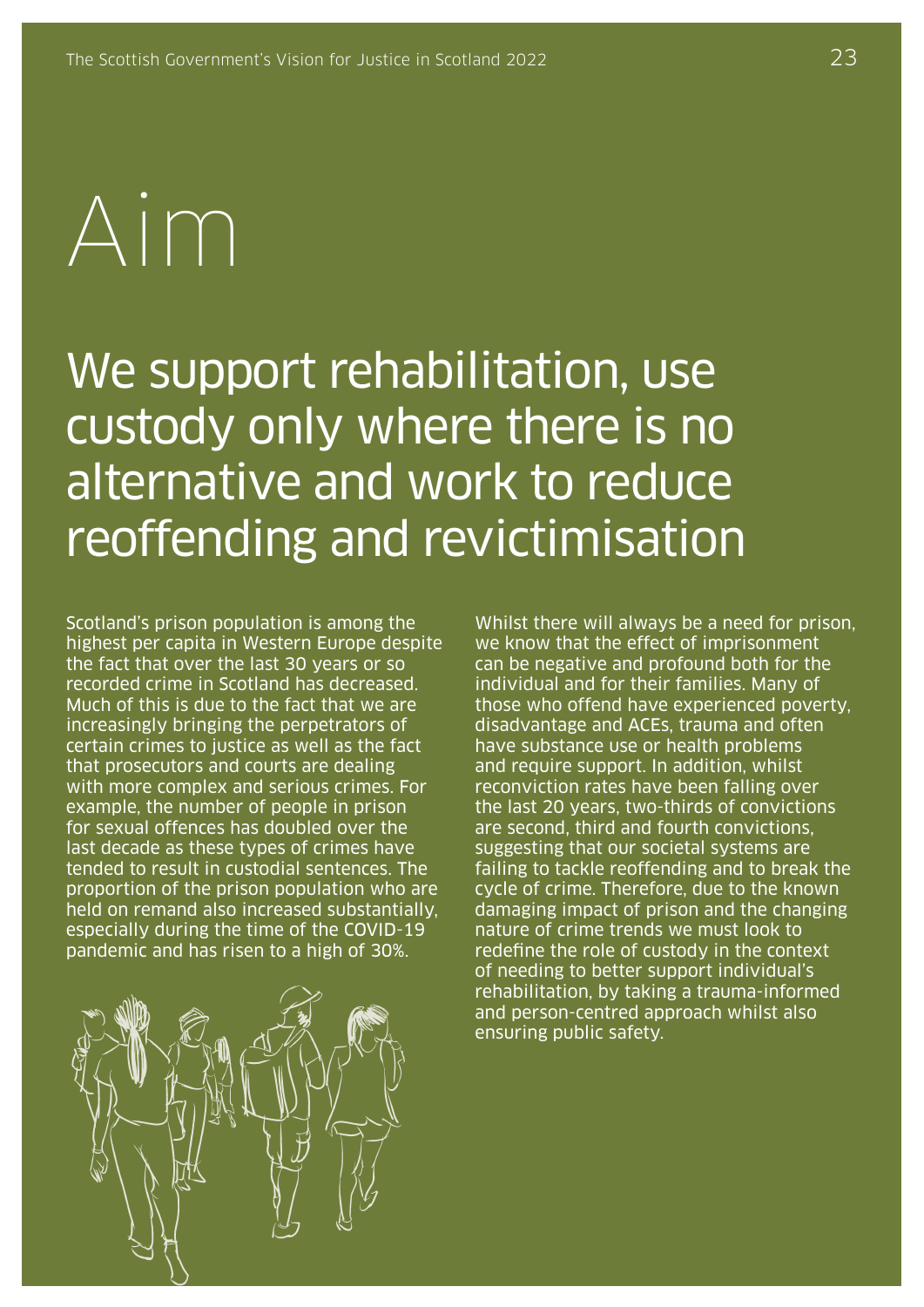# Aim

## We support rehabilitation, use custody only where there is no alternative and work to reduce reoffending and revictimisation

Scotland's prison population is among the highest per capita in Western Europe despite the fact that over the last 30 years or so recorded crime in Scotland has decreased. Much of this is due to the fact that we are increasingly bringing the perpetrators of certain crimes to justice as well as the fact that prosecutors and courts are dealing with more complex and serious crimes. For example, the number of people in prison for sexual offences has doubled over the last decade as these types of crimes have tended to result in custodial sentences. The proportion of the prison population who are held on remand also increased substantially, especially during the time of the COVID-19 pandemic and has risen to a high of 30%.

Whilst there will always be a need for prison, we know that the effect of imprisonment can be negative and profound both for the individual and for their families. Many of those who offend have experienced poverty, disadvantage and ACEs, trauma and often have substance use or health problems and require support. In addition, whilst reconviction rates have been falling over the last 20 years, two-thirds of convictions are second, third and fourth convictions, suggesting that our societal systems are failing to tackle reoffending and to break the cycle of crime. Therefore, due to the known damaging impact of prison and the changing nature of crime trends we must look to redefine the role of custody in the context of needing to better support individual's rehabilitation, by taking a trauma-informed and person-centred approach whilst also ensuring public safety.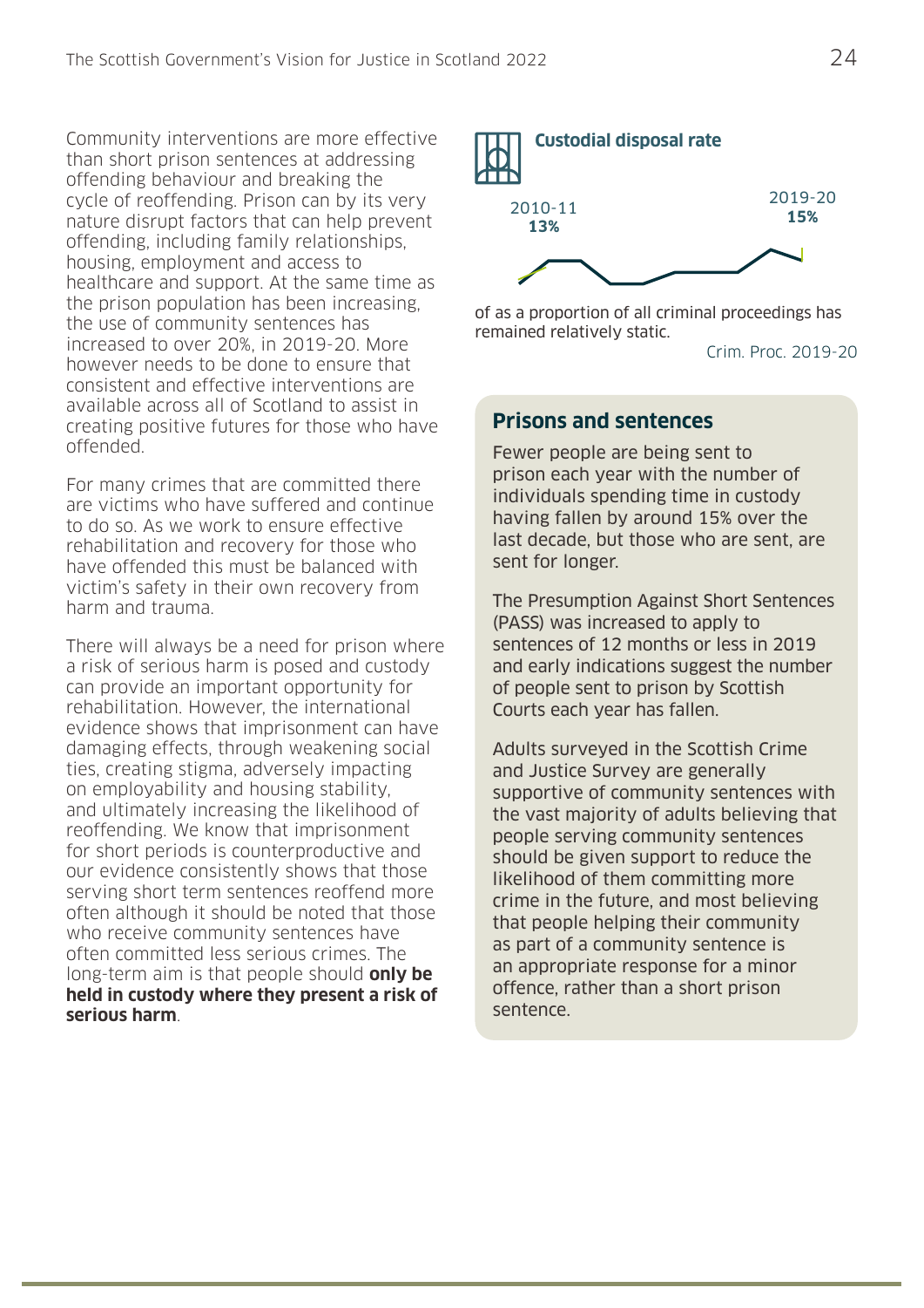Community interventions are more effective than short prison sentences at addressing offending behaviour and breaking the cycle of reoffending. Prison can by its very nature disrupt factors that can help prevent offending, including family relationships, housing, employment and access to healthcare and support. At the same time as the prison population has been increasing, the use of community sentences has increased to over 20%, in 2019-20. More however needs to be done to ensure that consistent and effective interventions are available across all of Scotland to assist in creating positive futures for those who have offended.

For many crimes that are committed there are victims who have suffered and continue to do so. As we work to ensure effective rehabilitation and recovery for those who have offended this must be balanced with victim's safety in their own recovery from harm and trauma.

There will always be a need for prison where a risk of serious harm is posed and custody can provide an important opportunity for rehabilitation. However, the international evidence shows that imprisonment can have damaging effects, through weakening social ties, creating stigma, adversely impacting on employability and housing stability, and ultimately increasing the likelihood of reoffending. We know that imprisonment for short periods is counterproductive and our evidence consistently shows that those serving short term sentences reoffend more often although it should be noted that those who receive community sentences have often committed less serious crimes. The long-term aim is that people should **only be held in custody where they present a risk of serious harm**.

**Custodial disposal rate**

2010-11 **13%**

2019-20 **15%**

of as a proportion of all criminal proceedings has remained relatively static.

Crim. Proc. 2019-20

## Prisons and sentences

Fewer people are being sent to prison each year with the number of individuals spending time in custody having fallen by around 15% over the last decade, but those who are sent, are sent for longer.

The Presumption Against Short Sentences (PASS) was increased to apply to sentences of 12 months or less in 2019 and early indications suggest the number of people sent to prison by Scottish Courts each year has fallen.

Adults surveyed in the Scottish Crime and Justice Survey are generally supportive of community sentences with the vast majority of adults believing that people serving community sentences should be given support to reduce the likelihood of them committing more crime in the future, and most believing that people helping their community as part of a community sentence is an appropriate response for a minor offence, rather than a short prison sentence.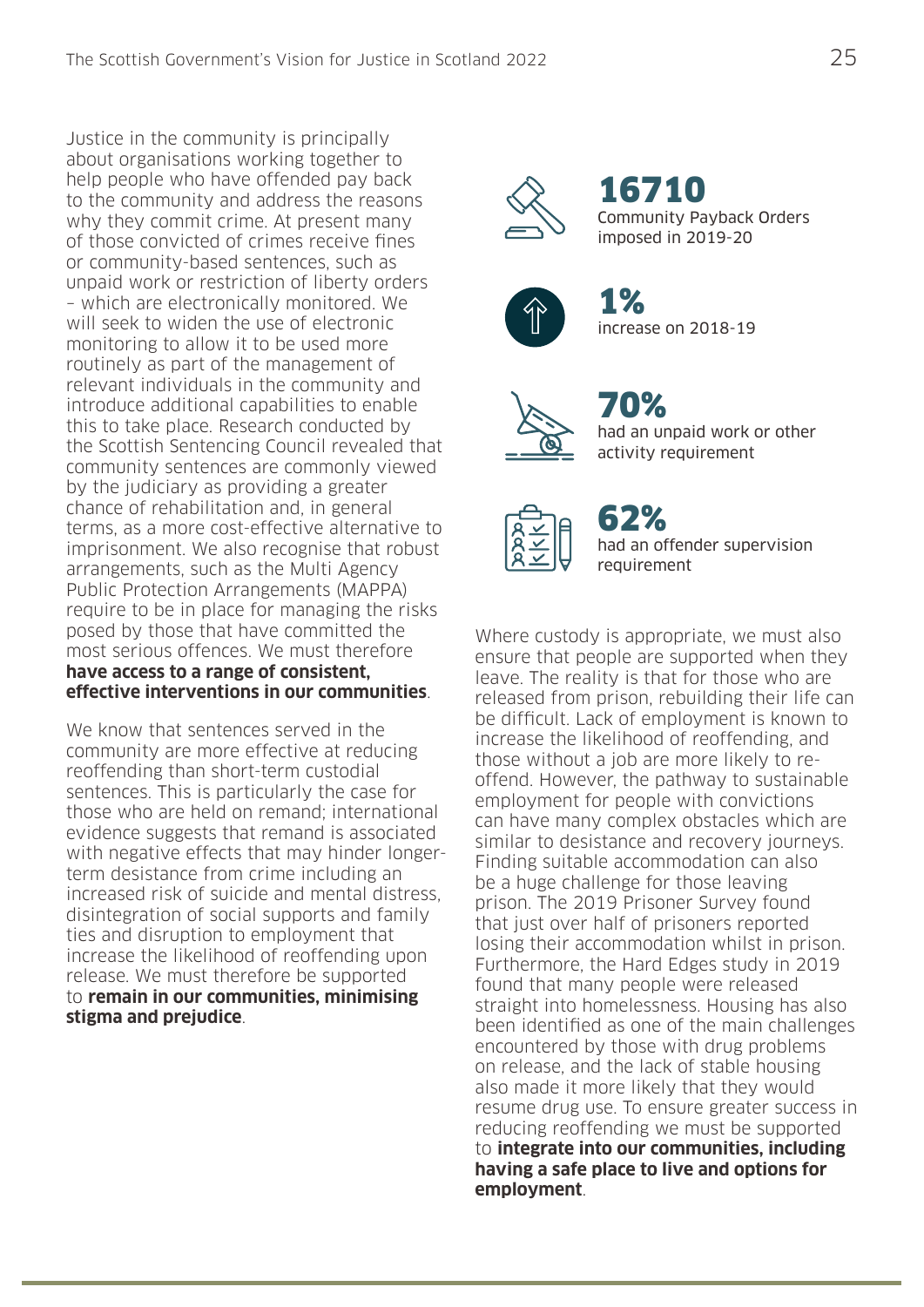Justice in the community is principally about organisations working together to help people who have offended pay back to the community and address the reasons why they commit crime. At present many of those convicted of crimes receive fines or community-based sentences, such as unpaid work or restriction of liberty orders – which are electronically monitored. We will seek to widen the use of electronic monitoring to allow it to be used more routinely as part of the management of relevant individuals in the community and introduce additional capabilities to enable this to take place. Research conducted by the Scottish Sentencing Council revealed that community sentences are commonly viewed by the judiciary as providing a greater chance of rehabilitation and, in general terms, as a more cost-effective alternative to imprisonment. We also recognise that robust arrangements, such as the Multi Agency Public Protection Arrangements (MAPPA) require to be in place for managing the risks posed by those that have committed the most serious offences. We must therefore **have access to a range of consistent, effective interventions in our communities**.

We know that sentences served in the community are more effective at reducing reoffending than short-term custodial sentences. This is particularly the case for those who are held on remand; international evidence suggests that remand is associated with negative effects that may hinder longer-term desistance from crime including an increased risk of suicide and mental distress, disintegration of social supports and family ties and disruption to employment that increase the likelihood of reoffending upon release. We must therefore be supported to **remain in our communities, minimising stigma and prejudice**.

**16710**
Community Payback Orders imposed in 2019-20

**1%**
increase on 2018-19

**70%**
had an unpaid work or other activity requirement

**62%**
had an offender supervision requirement

Where custody is appropriate, we must also ensure that people are supported when they leave. The reality is that for those who are released from prison, rebuilding their life can be difficult. Lack of employment is known to increase the likelihood of reoffending, and those without a job are more likely to re-offend. However, the pathway to sustainable employment for people with convictions can have many complex obstacles which are similar to desistance and recovery journeys. Finding suitable accommodation can also be a huge challenge for those leaving prison. The 2019 Prisoner Survey found that just over half of prisoners reported losing their accommodation whilst in prison. Furthermore, the Hard Edges study in 2019 found that many people were released straight into homelessness. Housing has also been identified as one of the main challenges encountered by those with drug problems on release, and the lack of stable housing also made it more likely that they would resume drug use. To ensure greater success in reducing reoffending we must be supported to **integrate into our communities, including having a safe place to live and options for employment**.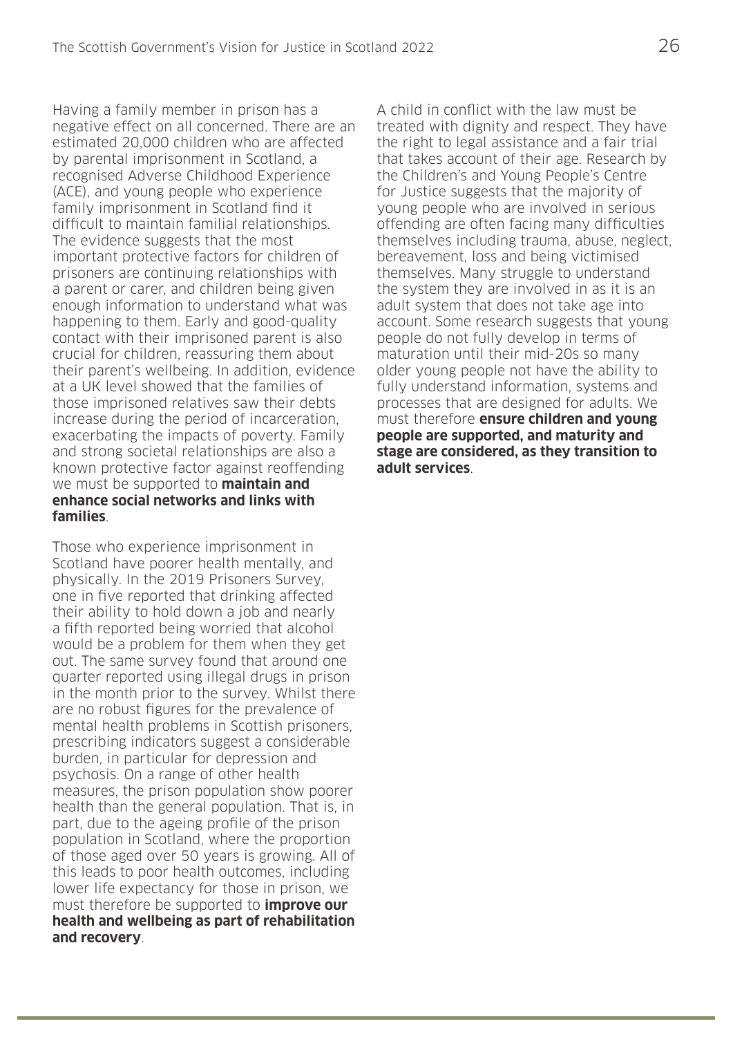Having a family member in prison has a negative effect on all concerned. There are an estimated 20,000 children who are affected by parental imprisonment in Scotland, a recognised Adverse Childhood Experience (ACE), and young people who experience family imprisonment in Scotland find it difficult to maintain familial relationships. The evidence suggests that the most important protective factors for children of prisoners are continuing relationships with a parent or carer, and children being given enough information to understand what was happening to them. Early and good-quality contact with their imprisoned parent is also crucial for children, reassuring them about their parent's wellbeing. In addition, evidence at a UK level showed that the families of those imprisoned relatives saw their debts increase during the period of incarceration, exacerbating the impacts of poverty. Family and strong societal relationships are also a known protective factor against reoffending we must be supported to **maintain and enhance social networks and links with families**.

Those who experience imprisonment in Scotland have poorer health mentally, and physically. In the 2019 Prisoners Survey, one in five reported that drinking affected their ability to hold down a job and nearly a fifth reported being worried that alcohol would be a problem for them when they get out. The same survey found that around one quarter reported using illegal drugs in prison in the month prior to the survey. Whilst there are no robust figures for the prevalence of mental health problems in Scottish prisoners, prescribing indicators suggest a considerable burden, in particular for depression and psychosis. On a range of other health measures, the prison population show poorer health than the general population. That is, in part, due to the ageing profile of the prison population in Scotland, where the proportion of those aged over 50 years is growing. All of this leads to poor health outcomes, including lower life expectancy for those in prison, we must therefore be supported to **improve our health and wellbeing as part of rehabilitation and recovery**.

A child in conflict with the law must be treated with dignity and respect. They have the right to legal assistance and a fair trial that takes account of their age. Research by the Children's and Young People's Centre for Justice suggests that the majority of young people who are involved in serious offending are often facing many difficulties themselves including trauma, abuse, neglect, bereavement, loss and being victimised themselves. Many struggle to understand the system they are involved in as it is an adult system that does not take age into account. Some research suggests that young people do not fully develop in terms of maturation until their mid-20s so many older young people not have the ability to fully understand information, systems and processes that are designed for adults. We must therefore **ensure children and young people are supported, and maturity and stage are considered, as they transition to adult services**.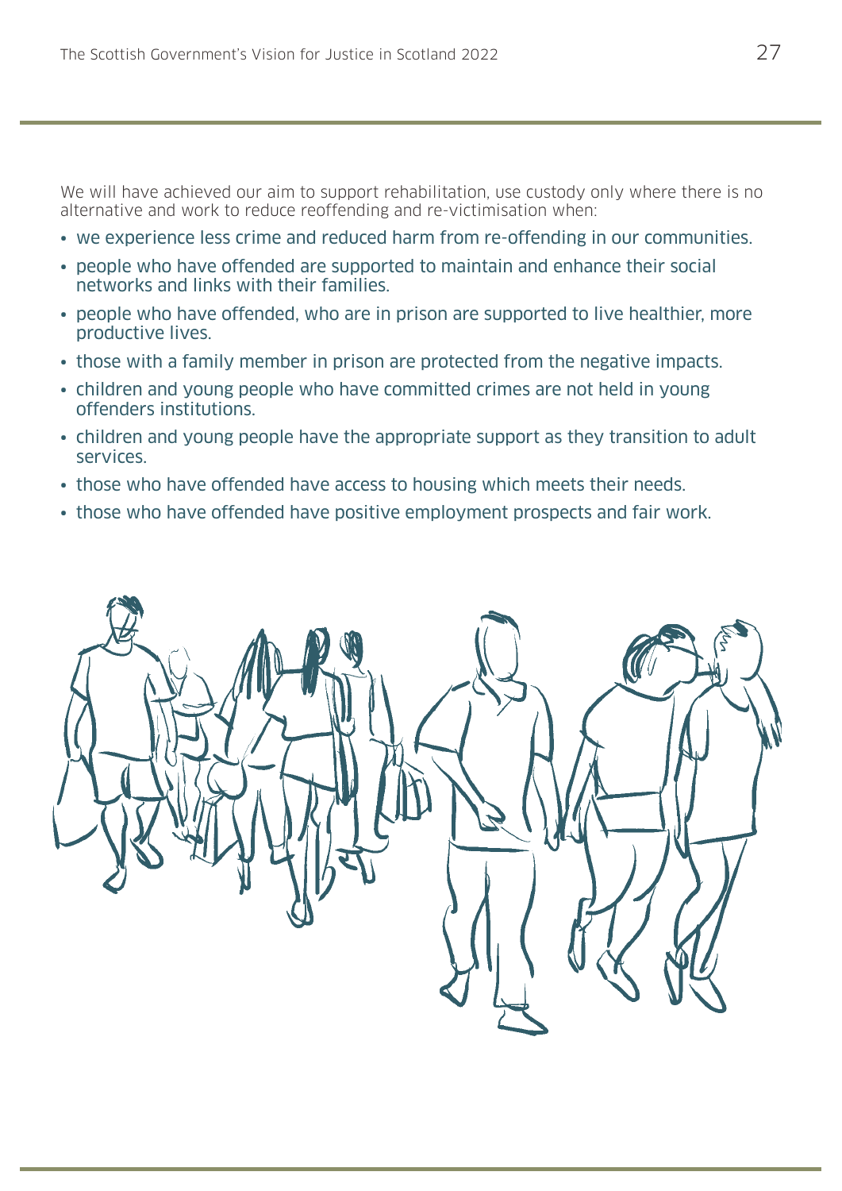We will have achieved our aim to support rehabilitation, use custody only where there is no alternative and work to reduce reoffending and re-victimisation when:

- we experience less crime and reduced harm from re-offending in our communities.
- people who have offended are supported to maintain and enhance their social networks and links with their families.
- people who have offended, who are in prison are supported to live healthier, more productive lives.
- those with a family member in prison are protected from the negative impacts.
- children and young people who have committed crimes are not held in young offenders institutions.
- children and young people have the appropriate support as they transition to adult services.
- those who have offended have access to housing which meets their needs.
- those who have offended have positive employment prospects and fair work.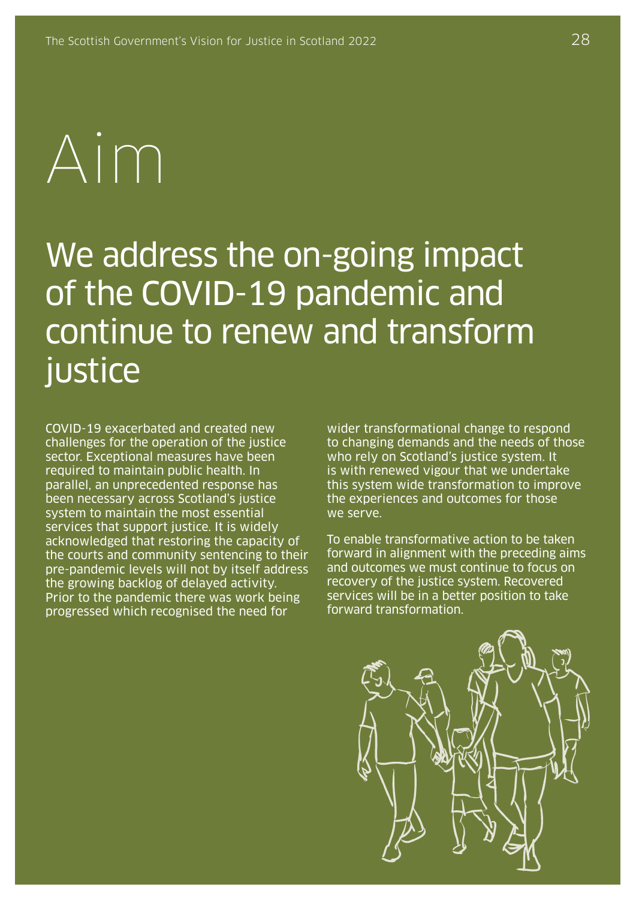# Aim

## We address the on-going impact of the COVID-19 pandemic and continue to renew and transform justice

COVID-19 exacerbated and created new challenges for the operation of the justice sector. Exceptional measures have been required to maintain public health. In parallel, an unprecedented response has been necessary across Scotland's justice system to maintain the most essential services that support justice. It is widely acknowledged that restoring the capacity of the courts and community sentencing to their pre-pandemic levels will not by itself address the growing backlog of delayed activity. Prior to the pandemic there was work being progressed which recognised the need for wider transformational change to respond to changing demands and the needs of those who rely on Scotland's justice system. It is with renewed vigour that we undertake this system wide transformation to improve the experiences and outcomes for those we serve.

To enable transformative action to be taken forward in alignment with the preceding aims and outcomes we must continue to focus on recovery of the justice system. Recovered services will be in a better position to take forward transformation.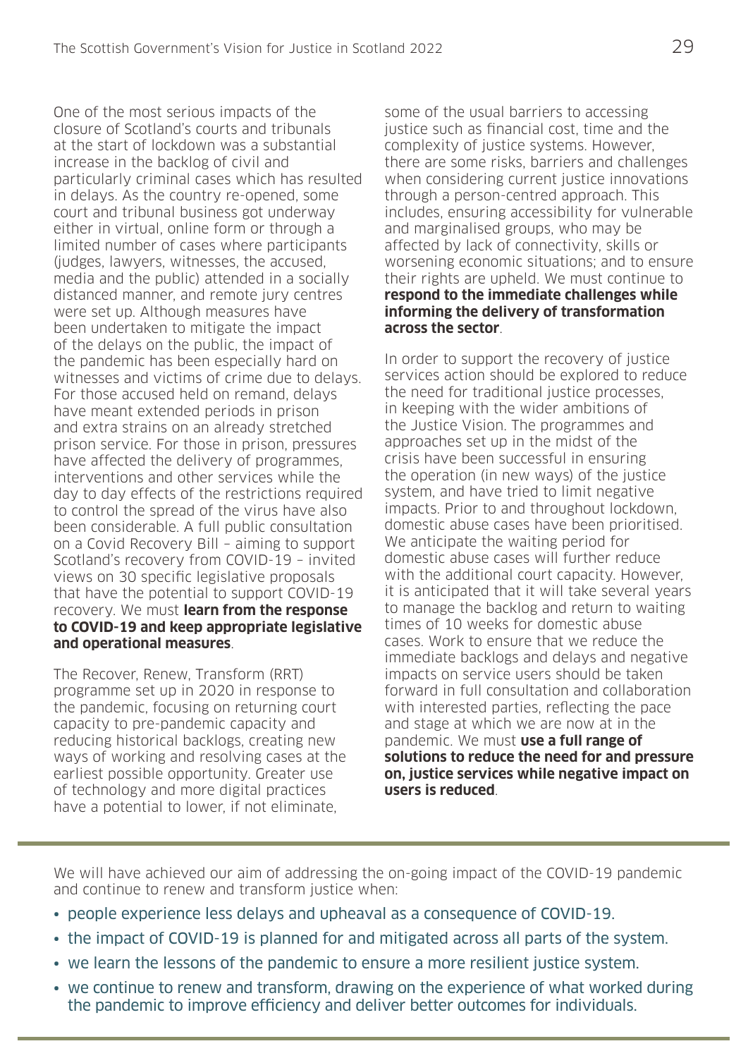One of the most serious impacts of the closure of Scotland's courts and tribunals at the start of lockdown was a substantial increase in the backlog of civil and particularly criminal cases which has resulted in delays. As the country re-opened, some court and tribunal business got underway either in virtual, online form or through a limited number of cases where participants (judges, lawyers, witnesses, the accused, media and the public) attended in a socially distanced manner, and remote jury centres were set up. Although measures have been undertaken to mitigate the impact of the delays on the public, the impact of the pandemic has been especially hard on witnesses and victims of crime due to delays. For those accused held on remand, delays have meant extended periods in prison and extra strains on an already stretched prison service. For those in prison, pressures have affected the delivery of programmes, interventions and other services while the day to day effects of the restrictions required to control the spread of the virus have also been considerable. A full public consultation on a Covid Recovery Bill – aiming to support Scotland's recovery from COVID-19 – invited views on 30 specific legislative proposals that have the potential to support COVID-19 recovery. We must **learn from the response to COVID-19 and keep appropriate legislative and operational measures**.

The Recover, Renew, Transform (RRT) programme set up in 2020 in response to the pandemic, focusing on returning court capacity to pre-pandemic capacity and reducing historical backlogs, creating new ways of working and resolving cases at the earliest possible opportunity. Greater use of technology and more digital practices have a potential to lower, if not eliminate, some of the usual barriers to accessing justice such as financial cost, time and the complexity of justice systems. However, there are some risks, barriers and challenges when considering current justice innovations through a person-centred approach. This includes, ensuring accessibility for vulnerable and marginalised groups, who may be affected by lack of connectivity, skills or worsening economic situations; and to ensure their rights are upheld. We must continue to **respond to the immediate challenges while informing the delivery of transformation across the sector**.

In order to support the recovery of justice services action should be explored to reduce the need for traditional justice processes, in keeping with the wider ambitions of the Justice Vision. The programmes and approaches set up in the midst of the crisis have been successful in ensuring the operation (in new ways) of the justice system, and have tried to limit negative impacts. Prior to and throughout lockdown, domestic abuse cases have been prioritised. We anticipate the waiting period for domestic abuse cases will further reduce with the additional court capacity. However, it is anticipated that it will take several years to manage the backlog and return to waiting times of 10 weeks for domestic abuse cases. Work to ensure that we reduce the immediate backlogs and delays and negative impacts on service users should be taken forward in full consultation and collaboration with interested parties, reflecting the pace and stage at which we are now at in the pandemic. We must **use a full range of solutions to reduce the need for and pressure on, justice services while negative impact on users is reduced**.

We will have achieved our aim of addressing the on-going impact of the COVID-19 pandemic and continue to renew and transform justice when:

- people experience less delays and upheaval as a consequence of COVID-19.
- the impact of COVID-19 is planned for and mitigated across all parts of the system.
- we learn the lessons of the pandemic to ensure a more resilient justice system.
- we continue to renew and transform, drawing on the experience of what worked during the pandemic to improve efficiency and deliver better outcomes for individuals.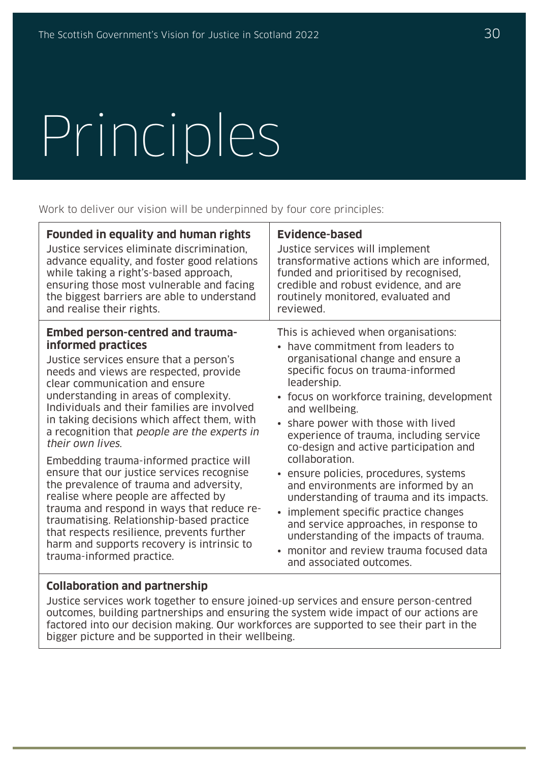# Principles

Work to deliver our vision will be underpinned by four core principles:

**Founded in equality and human rights**

Justice services eliminate discrimination, advance equality, and foster good relations while taking a right's-based approach, ensuring those most vulnerable and facing the biggest barriers are able to understand and realise their rights.

**Evidence-based**

Justice services will implement transformative actions which are informed, funded and prioritised by recognised, credible and robust evidence, and are routinely monitored, evaluated and reviewed.

**Embed person-centred and trauma-informed practices**

Justice services ensure that a person's needs and views are respected, provide clear communication and ensure understanding in areas of complexity. Individuals and their families are involved in taking decisions which affect them, with a recognition that *people are the experts in their own lives*.

Embedding trauma-informed practice will ensure that our justice services recognise the prevalence of trauma and adversity, realise where people are affected by trauma and respond in ways that reduce re-traumatising. Relationship-based practice that respects resilience, prevents further harm and supports recovery is intrinsic to trauma-informed practice.

This is achieved when organisations:

- have commitment from leaders to organisational change and ensure a specific focus on trauma-informed leadership.
- focus on workforce training, development and wellbeing.
- share power with those with lived experience of trauma, including service co-design and active participation and collaboration.
- ensure policies, procedures, systems and environments are informed by an understanding of trauma and its impacts.
- implement specific practice changes and service approaches, in response to understanding of the impacts of trauma.
- monitor and review trauma focused data and associated outcomes.

**Collaboration and partnership**

Justice services work together to ensure joined-up services and ensure person-centred outcomes, building partnerships and ensuring the system wide impact of our actions are factored into our decision making. Our workforces are supported to see their part in the bigger picture and be supported in their wellbeing.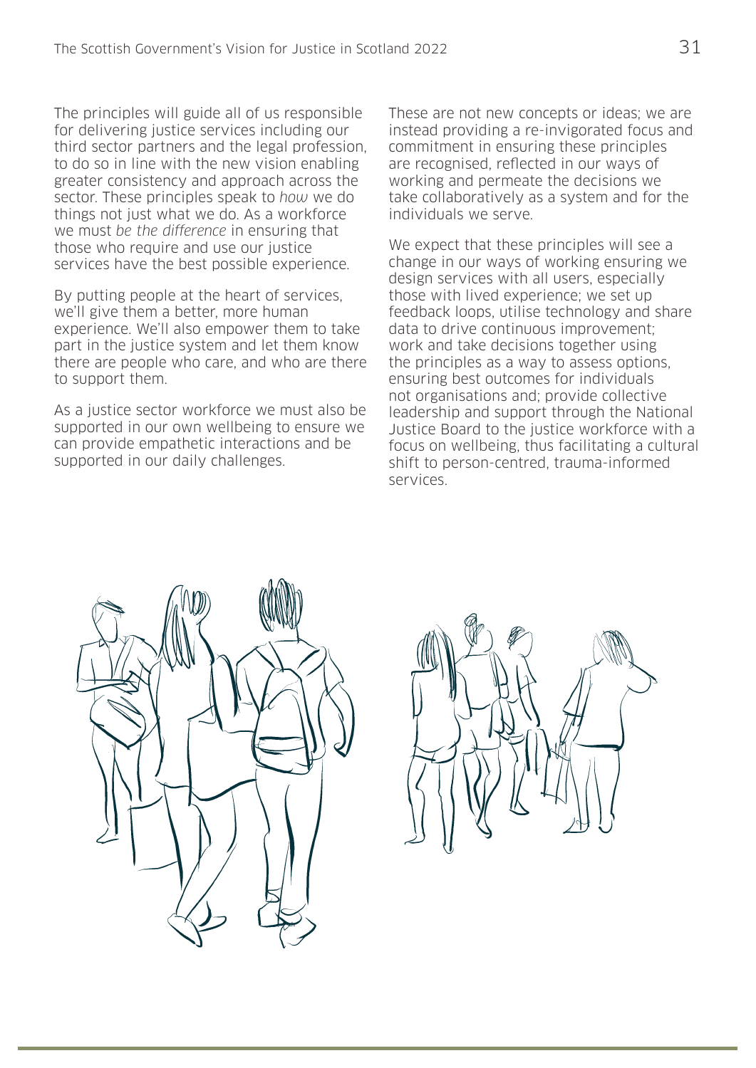The principles will guide all of us responsible for delivering justice services including our third sector partners and the legal profession, to do so in line with the new vision enabling greater consistency and approach across the sector. These principles speak to *how* we do things not just what we do. As a workforce we must *be the difference* in ensuring that those who require and use our justice services have the best possible experience.

By putting people at the heart of services, we'll give them a better, more human experience. We'll also empower them to take part in the justice system and let them know there are people who care, and who are there to support them.

As a justice sector workforce we must also be supported in our own wellbeing to ensure we can provide empathetic interactions and be supported in our daily challenges.

These are not new concepts or ideas; we are instead providing a re-invigorated focus and commitment in ensuring these principles are recognised, reflected in our ways of working and permeate the decisions we take collaboratively as a system and for the individuals we serve.

We expect that these principles will see a change in our ways of working ensuring we design services with all users, especially those with lived experience; we set up feedback loops, utilise technology and share data to drive continuous improvement; work and take decisions together using the principles as a way to assess options, ensuring best outcomes for individuals not organisations and; provide collective leadership and support through the National Justice Board to the justice workforce with a focus on wellbeing, thus facilitating a cultural shift to person-centred, trauma-informed services.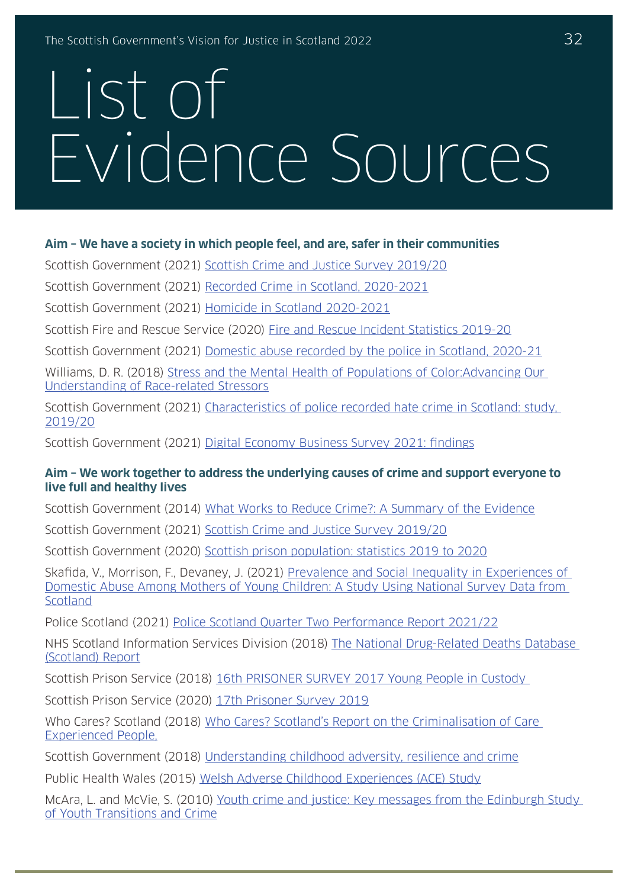# List of Evidence Sources

**Aim – We have a society in which people feel, and are, safer in their communities**

Scottish Government (2021) Scottish Crime and Justice Survey 2019/20

Scottish Government (2021) Recorded Crime in Scotland, 2020-2021

Scottish Government (2021) Homicide in Scotland 2020-2021

Scottish Fire and Rescue Service (2020) Fire and Rescue Incident Statistics 2019-20

Scottish Government (2021) Domestic abuse recorded by the police in Scotland, 2020-21

Williams, D. R. (2018) Stress and the Mental Health of Populations of Color:Advancing Our Understanding of Race-related Stressors

Scottish Government (2021) Characteristics of police recorded hate crime in Scotland: study, 2019/20

Scottish Government (2021) Digital Economy Business Survey 2021: findings

**Aim – We work together to address the underlying causes of crime and support everyone to live full and healthy lives**

Scottish Government (2014) What Works to Reduce Crime?: A Summary of the Evidence

Scottish Government (2021) Scottish Crime and Justice Survey 2019/20

Scottish Government (2020) Scottish prison population: statistics 2019 to 2020

Skafida, V., Morrison, F., Devaney, J. (2021) Prevalence and Social Inequality in Experiences of Domestic Abuse Among Mothers of Young Children: A Study Using National Survey Data from Scotland

Police Scotland (2021) Police Scotland Quarter Two Performance Report 2021/22

NHS Scotland Information Services Division (2018) The National Drug-Related Deaths Database (Scotland) Report

Scottish Prison Service (2018) 16th PRISONER SURVEY 2017 Young People in Custody

Scottish Prison Service (2020) 17th Prisoner Survey 2019

Who Cares? Scotland (2018) Who Cares? Scotland's Report on the Criminalisation of Care Experienced People,

Scottish Government (2018) Understanding childhood adversity, resilience and crime

Public Health Wales (2015) Welsh Adverse Childhood Experiences (ACE) Study

McAra, L. and McVie, S. (2010) Youth crime and justice: Key messages from the Edinburgh Study of Youth Transitions and Crime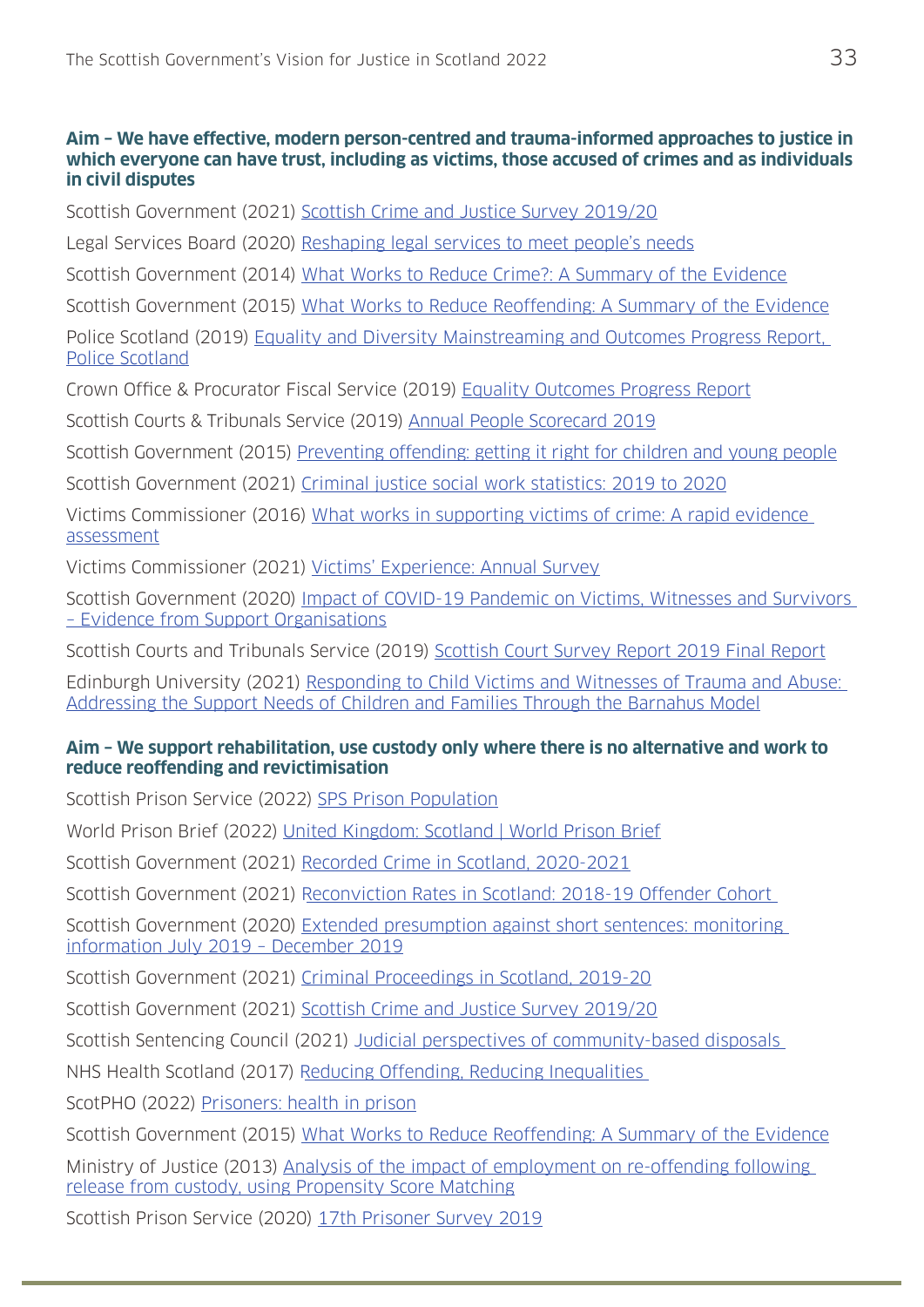**Aim – We have effective, modern person-centred and trauma-informed approaches to justice in which everyone can have trust, including as victims, those accused of crimes and as individuals in civil disputes**

Scottish Government (2021) Scottish Crime and Justice Survey 2019/20

Legal Services Board (2020) Reshaping legal services to meet people's needs

Scottish Government (2014) What Works to Reduce Crime?: A Summary of the Evidence

Scottish Government (2015) What Works to Reduce Reoffending: A Summary of the Evidence

Police Scotland (2019) Equality and Diversity Mainstreaming and Outcomes Progress Report, Police Scotland

Crown Office & Procurator Fiscal Service (2019) Equality Outcomes Progress Report

Scottish Courts & Tribunals Service (2019) Annual People Scorecard 2019

Scottish Government (2015) Preventing offending: getting it right for children and young people

Scottish Government (2021) Criminal justice social work statistics: 2019 to 2020

Victims Commissioner (2016) What works in supporting victims of crime: A rapid evidence assessment

Victims Commissioner (2021) Victims' Experience: Annual Survey

Scottish Government (2020) Impact of COVID-19 Pandemic on Victims, Witnesses and Survivors – Evidence from Support Organisations

Scottish Courts and Tribunals Service (2019) Scottish Court Survey Report 2019 Final Report

Edinburgh University (2021) Responding to Child Victims and Witnesses of Trauma and Abuse: Addressing the Support Needs of Children and Families Through the Barnahus Model

**Aim – We support rehabilitation, use custody only where there is no alternative and work to reduce reoffending and revictimisation**

Scottish Prison Service (2022) SPS Prison Population

World Prison Brief (2022) United Kingdom: Scotland | World Prison Brief

Scottish Government (2021) Recorded Crime in Scotland, 2020-2021

Scottish Government (2021) Reconviction Rates in Scotland: 2018-19 Offender Cohort

Scottish Government (2020) Extended presumption against short sentences: monitoring information July 2019 – December 2019

Scottish Government (2021) Criminal Proceedings in Scotland, 2019-20

Scottish Government (2021) Scottish Crime and Justice Survey 2019/20

Scottish Sentencing Council (2021) Judicial perspectives of community-based disposals

NHS Health Scotland (2017) Reducing Offending, Reducing Inequalities

ScotPHO (2022) Prisoners: health in prison

Scottish Government (2015) What Works to Reduce Reoffending: A Summary of the Evidence

Ministry of Justice (2013) Analysis of the impact of employment on re-offending following release from custody, using Propensity Score Matching

Scottish Prison Service (2020) 17th Prisoner Survey 2019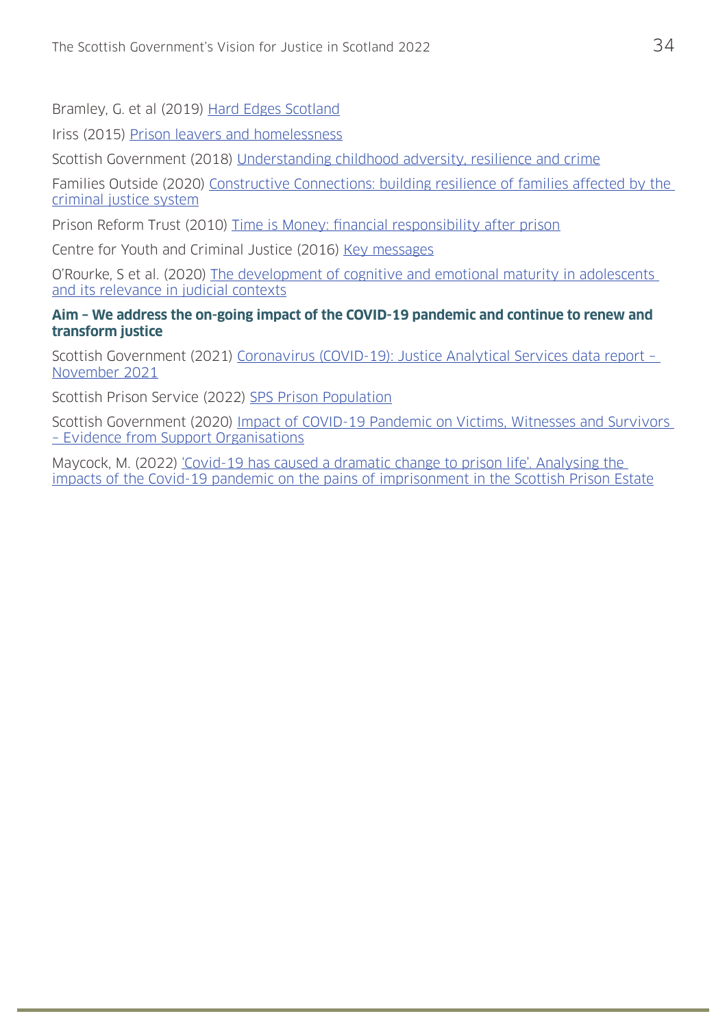Bramley, G. et al (2019) Hard Edges Scotland

Iriss (2015) Prison leavers and homelessness

Scottish Government (2018) Understanding childhood adversity, resilience and crime

Families Outside (2020) Constructive Connections: building resilience of families affected by the criminal justice system

Prison Reform Trust (2010) Time is Money: financial responsibility after prison

Centre for Youth and Criminal Justice (2016) Key messages

O'Rourke, S et al. (2020) The development of cognitive and emotional maturity in adolescents and its relevance in judicial contexts

**Aim – We address the on-going impact of the COVID-19 pandemic and continue to renew and transform justice**

Scottish Government (2021) Coronavirus (COVID-19): Justice Analytical Services data report – November 2021

Scottish Prison Service (2022) SPS Prison Population

Scottish Government (2020) Impact of COVID-19 Pandemic on Victims, Witnesses and Survivors – Evidence from Support Organisations

Maycock, M. (2022) 'Covid-19 has caused a dramatic change to prison life'. Analysing the impacts of the Covid-19 pandemic on the pains of imprisonment in the Scottish Prison Estate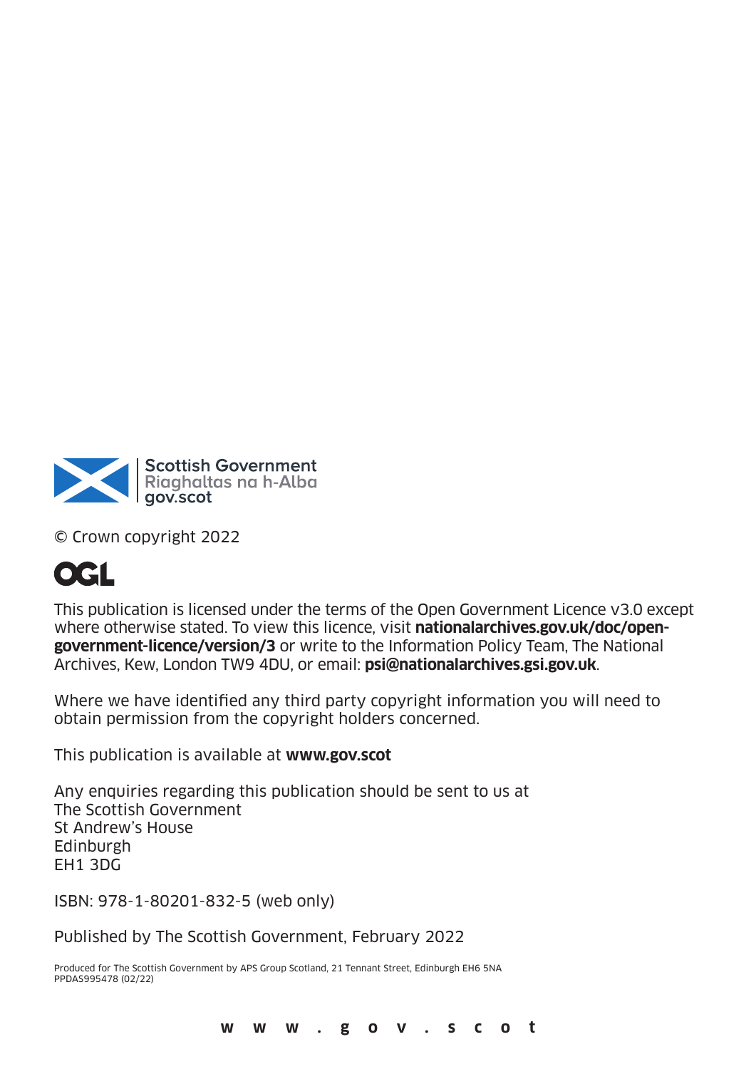Scottish Government
Riaghaltas na h-Alba
gov.scot

© Crown copyright 2022

OGL

This publication is licensed under the terms of the Open Government Licence v3.0 except where otherwise stated. To view this licence, visit **nationalarchives.gov.uk/doc/open-government-licence/version/3** or write to the Information Policy Team, The National Archives, Kew, London TW9 4DU, or email: **psi@nationalarchives.gsi.gov.uk**.

Where we have identified any third party copyright information you will need to obtain permission from the copyright holders concerned.

This publication is available at **www.gov.scot**

Any enquiries regarding this publication should be sent to us at
The Scottish Government
St Andrew's House
Edinburgh
EH1 3DG

ISBN: 978-1-80201-832-5 (web only)

Published by The Scottish Government, February 2022

Produced for The Scottish Government by APS Group Scotland, 21 Tennant Street, Edinburgh EH6 5NA
PPDAS995478 (02/22)

**w w w . g o v . s c o t**